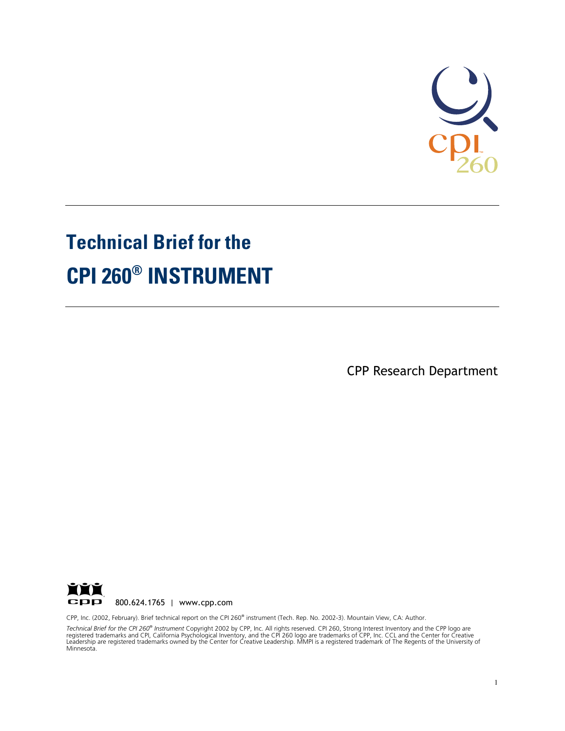# Technical Brief for the CPI 260® INSTRUMENT

CPP Research Department

800.624.1765 | www.cpp.com

CPP, Inc. (2002, February). Brief technical report on the CPI 260® instrument (Tech. Rep. No. 2002-3). Mountain View, CA: Author.

*Technical Brief for the CPI 260® Instrument* Copyright 2002 by CPP, Inc. All rights reserved. CPI 260, Strong Interest Inventory and the CPP logo are registered trademarks and CPI, California Psychological Inventory, and the CPI 260 logo are trademarks of CPP, Inc. CCL and the Center for Creative Leadership are registered trademarks owned by the Center for Creative Leadership. MMPI is a registered trademark of The Regents of the University of Minnesota.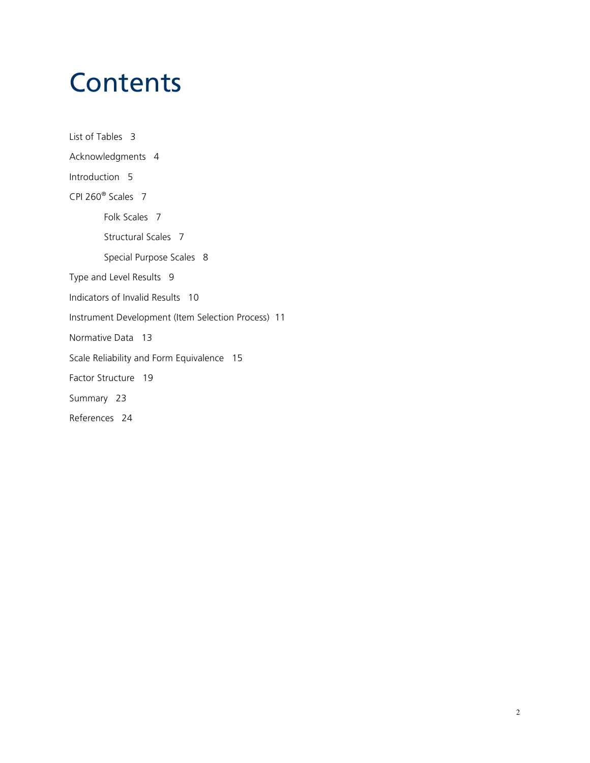# Contents

List of Tables 3

Acknowledgments 4

Introduction 5

CPI 260® Scales 7

- Folk Scales 7
- Structural Scales 7
- Special Purpose Scales 8

Type and Level Results 9

Indicators of Invalid Results 10

Instrument Development (Item Selection Process) 11

Normative Data 13

Scale Reliability and Form Equivalence 15

Factor Structure 19

Summary 23

References 24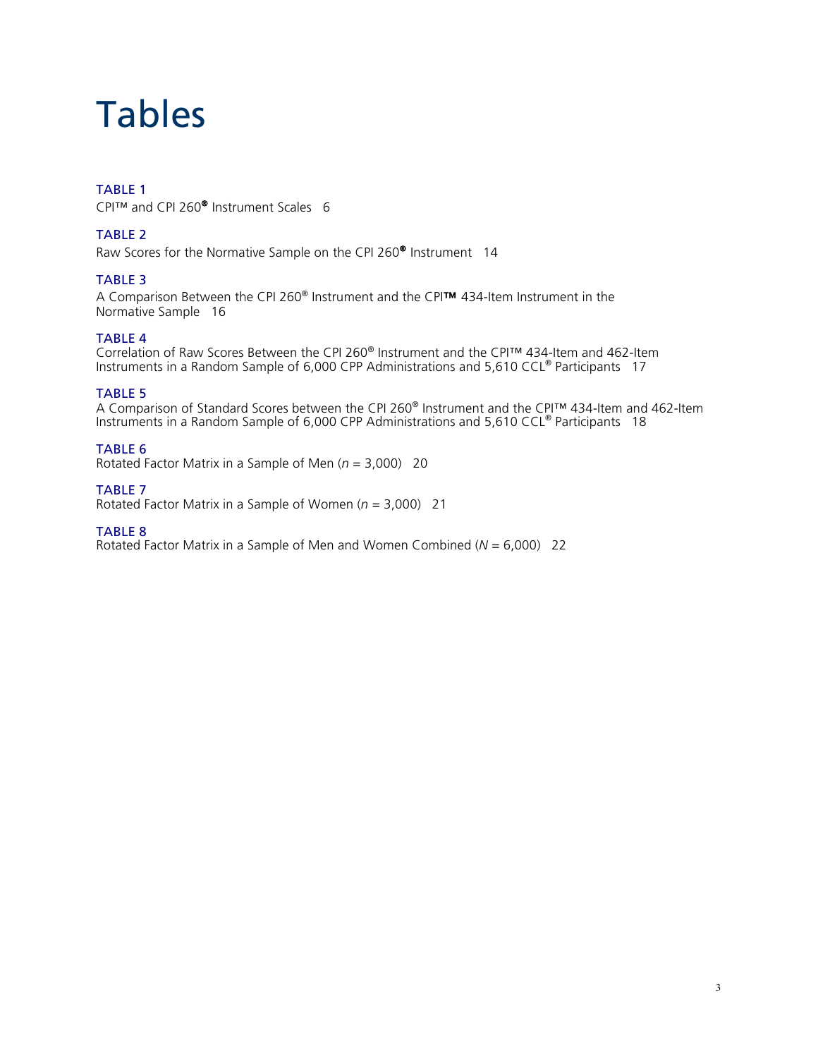# Tables

**TABLE 1**
CPI™ and CPI 260® Instrument Scales 6

**TABLE 2**
Raw Scores for the Normative Sample on the CPI 260® Instrument 14

**TABLE 3**
A Comparison Between the CPI 260® Instrument and the CPI™ 434-Item Instrument in the Normative Sample 16

**TABLE 4**
Correlation of Raw Scores Between the CPI 260® Instrument and the CPI™ 434-Item and 462-Item Instruments in a Random Sample of 6,000 CPP Administrations and 5,610 CCL® Participants 17

**TABLE 5**
A Comparison of Standard Scores between the CPI 260® Instrument and the CPI™ 434-Item and 462-Item Instruments in a Random Sample of 6,000 CPP Administrations and 5,610 CCL® Participants 18

**TABLE 6**
Rotated Factor Matrix in a Sample of Men ($n$ = 3,000) 20

**TABLE 7**
Rotated Factor Matrix in a Sample of Women ($n$ = 3,000) 21

**TABLE 8**
Rotated Factor Matrix in a Sample of Men and Women Combined ($N$ = 6,000) 22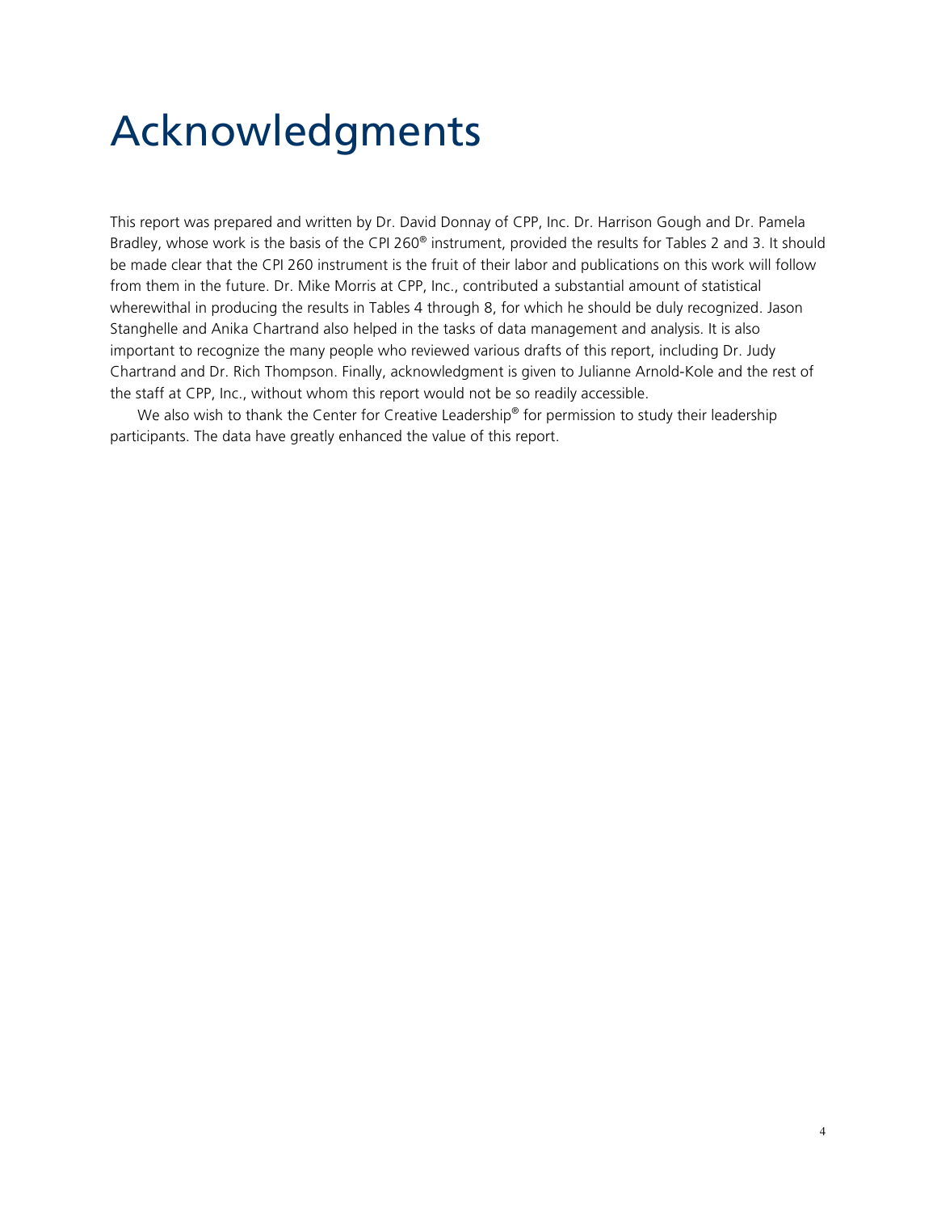# Acknowledgments

This report was prepared and written by Dr. David Donnay of CPP, Inc. Dr. Harrison Gough and Dr. Pamela Bradley, whose work is the basis of the CPI 260® instrument, provided the results for Tables 2 and 3. It should be made clear that the CPI 260 instrument is the fruit of their labor and publications on this work will follow from them in the future. Dr. Mike Morris at CPP, Inc., contributed a substantial amount of statistical wherewithal in producing the results in Tables 4 through 8, for which he should be duly recognized. Jason Stanghelle and Anika Chartrand also helped in the tasks of data management and analysis. It is also important to recognize the many people who reviewed various drafts of this report, including Dr. Judy Chartrand and Dr. Rich Thompson. Finally, acknowledgment is given to Julianne Arnold-Kole and the rest of the staff at CPP, Inc., without whom this report would not be so readily accessible.

We also wish to thank the Center for Creative Leadership® for permission to study their leadership participants. The data have greatly enhanced the value of this report.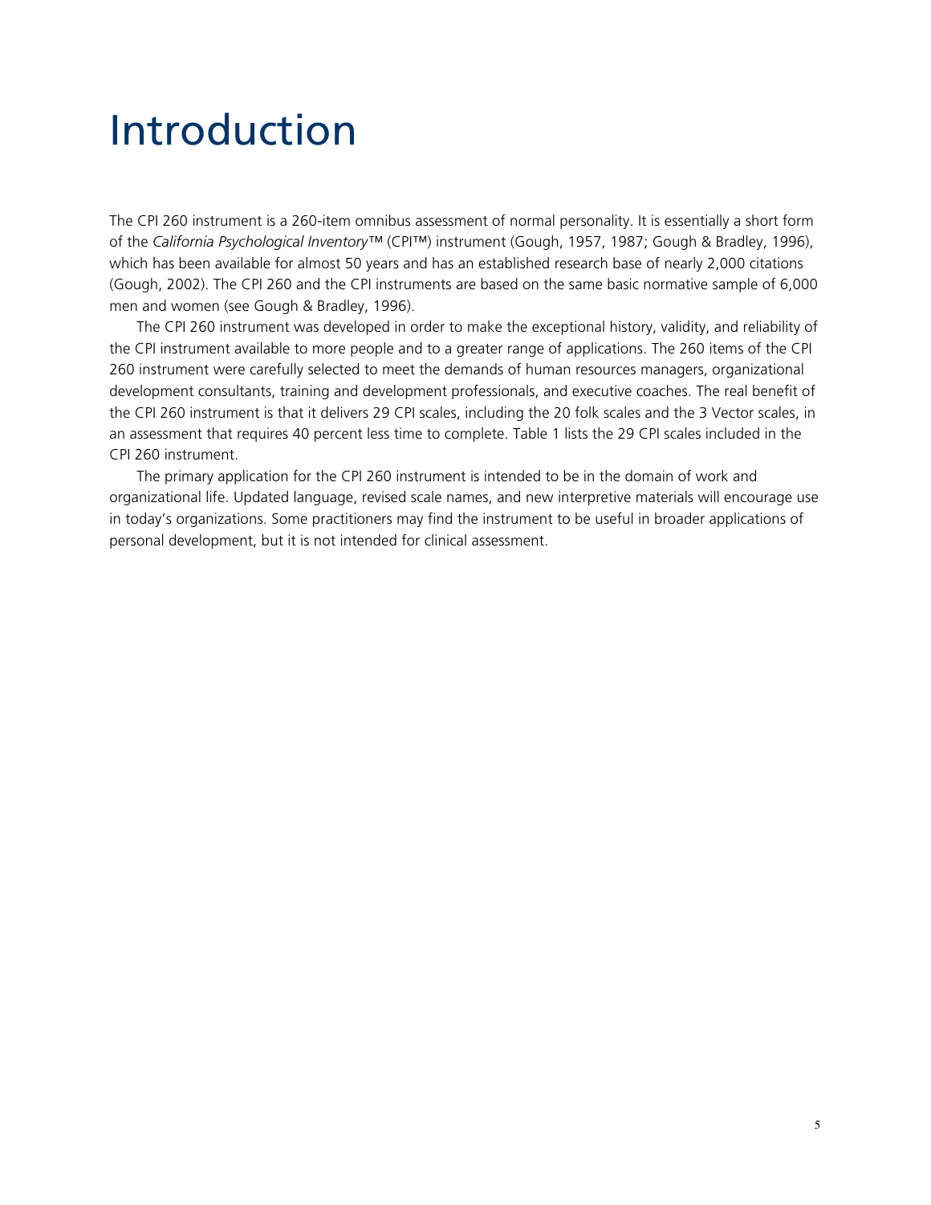# Introduction

The CPI 260 instrument is a 260-item omnibus assessment of normal personality. It is essentially a short form of the *California Psychological Inventory*™ (CPI™) instrument (Gough, 1957, 1987; Gough & Bradley, 1996), which has been available for almost 50 years and has an established research base of nearly 2,000 citations (Gough, 2002). The CPI 260 and the CPI instruments are based on the same basic normative sample of 6,000 men and women (see Gough & Bradley, 1996).

The CPI 260 instrument was developed in order to make the exceptional history, validity, and reliability of the CPI instrument available to more people and to a greater range of applications. The 260 items of the CPI 260 instrument were carefully selected to meet the demands of human resources managers, organizational development consultants, training and development professionals, and executive coaches. The real benefit of the CPI 260 instrument is that it delivers 29 CPI scales, including the 20 folk scales and the 3 Vector scales, in an assessment that requires 40 percent less time to complete. Table 1 lists the 29 CPI scales included in the CPI 260 instrument.

The primary application for the CPI 260 instrument is intended to be in the domain of work and organizational life. Updated language, revised scale names, and new interpretive materials will encourage use in today's organizations. Some practitioners may find the instrument to be useful in broader applications of personal development, but it is not intended for clinical assessment.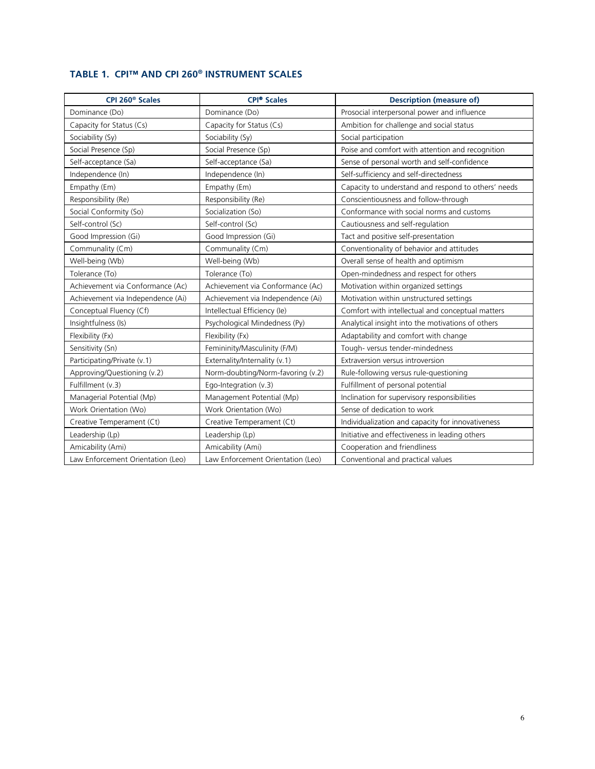### TABLE 1. CPI™ AND CPI 260® INSTRUMENT SCALES

| CPI 260® Scales | CPI® Scales | Description (measure of) |
|---|---|---|
| Dominance (Do) | Dominance (Do) | Prosocial interpersonal power and influence |
| Capacity for Status (Cs) | Capacity for Status (Cs) | Ambition for challenge and social status |
| Sociability (Sy) | Sociability (Sy) | Social participation |
| Social Presence (Sp) | Social Presence (Sp) | Poise and comfort with attention and recognition |
| Self-acceptance (Sa) | Self-acceptance (Sa) | Sense of personal worth and self-confidence |
| Independence (In) | Independence (In) | Self-sufficiency and self-directedness |
| Empathy (Em) | Empathy (Em) | Capacity to understand and respond to others' needs |
| Responsibility (Re) | Responsibility (Re) | Conscientiousness and follow-through |
| Social Conformity (So) | Socialization (So) | Conformance with social norms and customs |
| Self-control (Sc) | Self-control (Sc) | Cautiousness and self-regulation |
| Good Impression (Gi) | Good Impression (Gi) | Tact and positive self-presentation |
| Communality (Cm) | Communality (Cm) | Conventionality of behavior and attitudes |
| Well-being (Wb) | Well-being (Wb) | Overall sense of health and optimism |
| Tolerance (To) | Tolerance (To) | Open-mindedness and respect for others |
| Achievement via Conformance (Ac) | Achievement via Conformance (Ac) | Motivation within organized settings |
| Achievement via Independence (Ai) | Achievement via Independence (Ai) | Motivation within unstructured settings |
| Conceptual Fluency (Cf) | Intellectual Efficiency (Ie) | Comfort with intellectual and conceptual matters |
| Insightfulness (Is) | Psychological Mindedness (Py) | Analytical insight into the motivations of others |
| Flexibility (Fx) | Flexibility (Fx) | Adaptability and comfort with change |
| Sensitivity (Sn) | Femininity/Masculinity (F/M) | Tough- versus tender-mindedness |
| Participating/Private (v.1) | Externality/Internality (v.1) | Extraversion versus introversion |
| Approving/Questioning (v.2) | Norm-doubting/Norm-favoring (v.2) | Rule-following versus rule-questioning |
| Fulfillment (v.3) | Ego-Integration (v.3) | Fulfillment of personal potential |
| Managerial Potential (Mp) | Management Potential (Mp) | Inclination for supervisory responsibilities |
| Work Orientation (Wo) | Work Orientation (Wo) | Sense of dedication to work |
| Creative Temperament (Ct) | Creative Temperament (Ct) | Individualization and capacity for innovativeness |
| Leadership (Lp) | Leadership (Lp) | Initiative and effectiveness in leading others |
| Amicability (Ami) | Amicability (Ami) | Cooperation and friendliness |
| Law Enforcement Orientation (Leo) | Law Enforcement Orientation (Leo) | Conventional and practical values |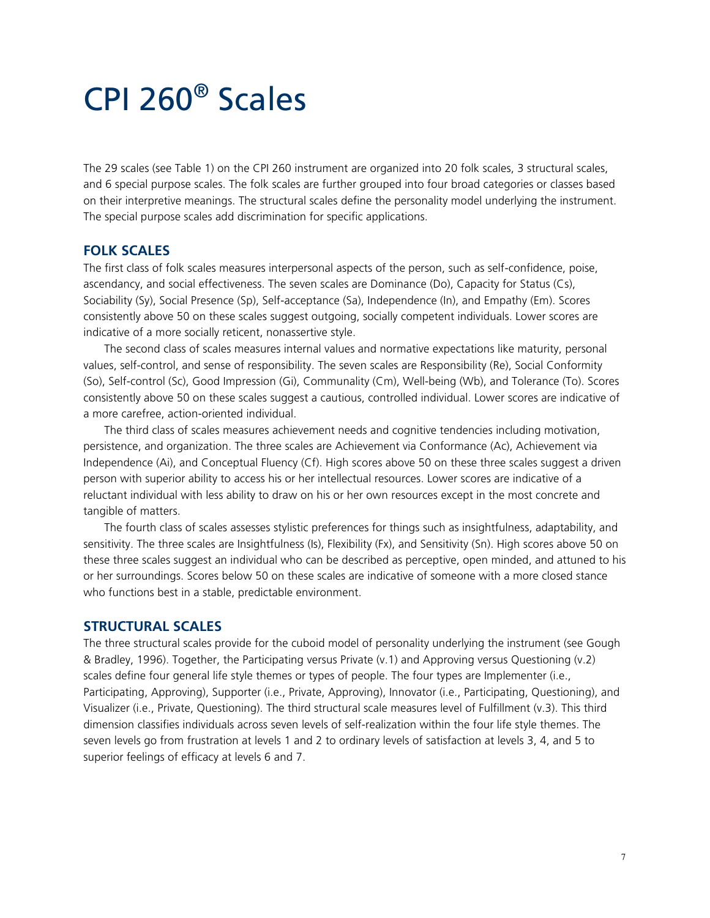# CPI 260® Scales

The 29 scales (see Table 1) on the CPI 260 instrument are organized into 20 folk scales, 3 structural scales, and 6 special purpose scales. The folk scales are further grouped into four broad categories or classes based on their interpretive meanings. The structural scales define the personality model underlying the instrument. The special purpose scales add discrimination for specific applications.

## FOLK SCALES

The first class of folk scales measures interpersonal aspects of the person, such as self-confidence, poise, ascendancy, and social effectiveness. The seven scales are Dominance (Do), Capacity for Status (Cs), Sociability (Sy), Social Presence (Sp), Self-acceptance (Sa), Independence (In), and Empathy (Em). Scores consistently above 50 on these scales suggest outgoing, socially competent individuals. Lower scores are indicative of a more socially reticent, nonassertive style.

The second class of scales measures internal values and normative expectations like maturity, personal values, self-control, and sense of responsibility. The seven scales are Responsibility (Re), Social Conformity (So), Self-control (Sc), Good Impression (Gi), Communality (Cm), Well-being (Wb), and Tolerance (To). Scores consistently above 50 on these scales suggest a cautious, controlled individual. Lower scores are indicative of a more carefree, action-oriented individual.

The third class of scales measures achievement needs and cognitive tendencies including motivation, persistence, and organization. The three scales are Achievement via Conformance (Ac), Achievement via Independence (Ai), and Conceptual Fluency (Cf). High scores above 50 on these three scales suggest a driven person with superior ability to access his or her intellectual resources. Lower scores are indicative of a reluctant individual with less ability to draw on his or her own resources except in the most concrete and tangible of matters.

The fourth class of scales assesses stylistic preferences for things such as insightfulness, adaptability, and sensitivity. The three scales are Insightfulness (Is), Flexibility (Fx), and Sensitivity (Sn). High scores above 50 on these three scales suggest an individual who can be described as perceptive, open minded, and attuned to his or her surroundings. Scores below 50 on these scales are indicative of someone with a more closed stance who functions best in a stable, predictable environment.

## STRUCTURAL SCALES

The three structural scales provide for the cuboid model of personality underlying the instrument (see Gough & Bradley, 1996). Together, the Participating versus Private (v.1) and Approving versus Questioning (v.2) scales define four general life style themes or types of people. The four types are Implementer (i.e., Participating, Approving), Supporter (i.e., Private, Approving), Innovator (i.e., Participating, Questioning), and Visualizer (i.e., Private, Questioning). The third structural scale measures level of Fulfillment (v.3). This third dimension classifies individuals across seven levels of self-realization within the four life style themes. The seven levels go from frustration at levels 1 and 2 to ordinary levels of satisfaction at levels 3, 4, and 5 to superior feelings of efficacy at levels 6 and 7.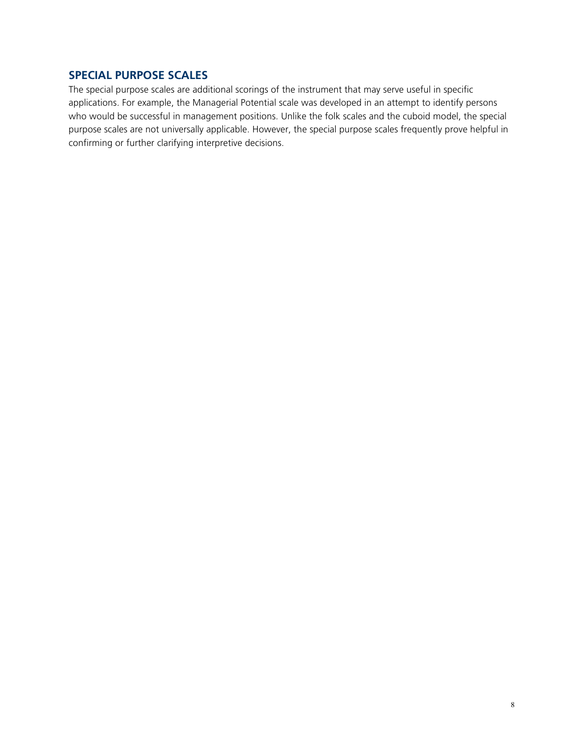## SPECIAL PURPOSE SCALES

The special purpose scales are additional scorings of the instrument that may serve useful in specific applications. For example, the Managerial Potential scale was developed in an attempt to identify persons who would be successful in management positions. Unlike the folk scales and the cuboid model, the special purpose scales are not universally applicable. However, the special purpose scales frequently prove helpful in confirming or further clarifying interpretive decisions.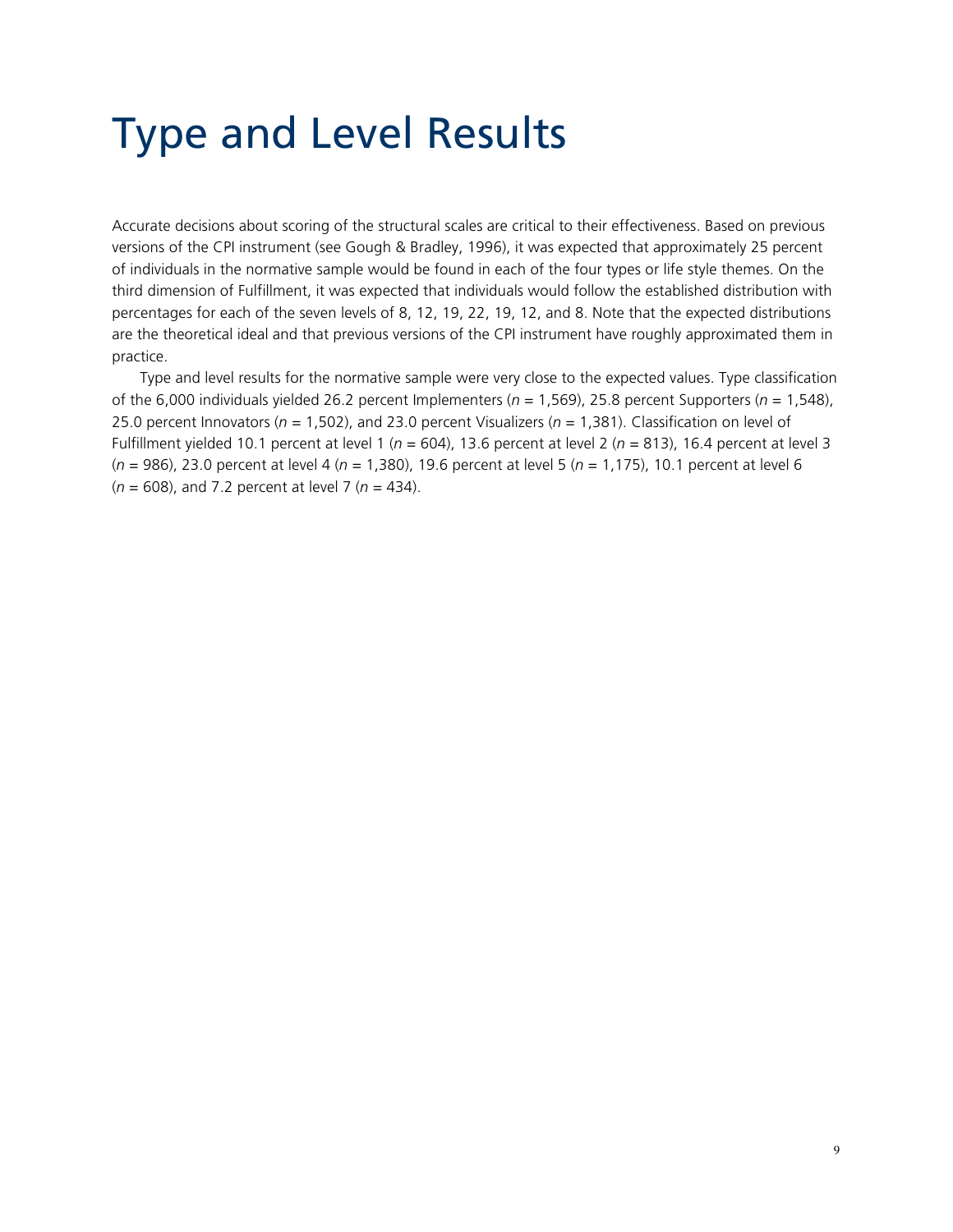# Type and Level Results

Accurate decisions about scoring of the structural scales are critical to their effectiveness. Based on previous versions of the CPI instrument (see Gough & Bradley, 1996), it was expected that approximately 25 percent of individuals in the normative sample would be found in each of the four types or life style themes. On the third dimension of Fulfillment, it was expected that individuals would follow the established distribution with percentages for each of the seven levels of 8, 12, 19, 22, 19, 12, and 8. Note that the expected distributions are the theoretical ideal and that previous versions of the CPI instrument have roughly approximated them in practice.

Type and level results for the normative sample were very close to the expected values. Type classification of the 6,000 individuals yielded 26.2 percent Implementers ($n$ = 1,569), 25.8 percent Supporters ($n$ = 1,548), 25.0 percent Innovators ($n$ = 1,502), and 23.0 percent Visualizers ($n$ = 1,381). Classification on level of Fulfillment yielded 10.1 percent at level 1 ($n$ = 604), 13.6 percent at level 2 ($n$ = 813), 16.4 percent at level 3 ($n$ = 986), 23.0 percent at level 4 ($n$ = 1,380), 19.6 percent at level 5 ($n$ = 1,175), 10.1 percent at level 6 ($n$ = 608), and 7.2 percent at level 7 ($n$ = 434).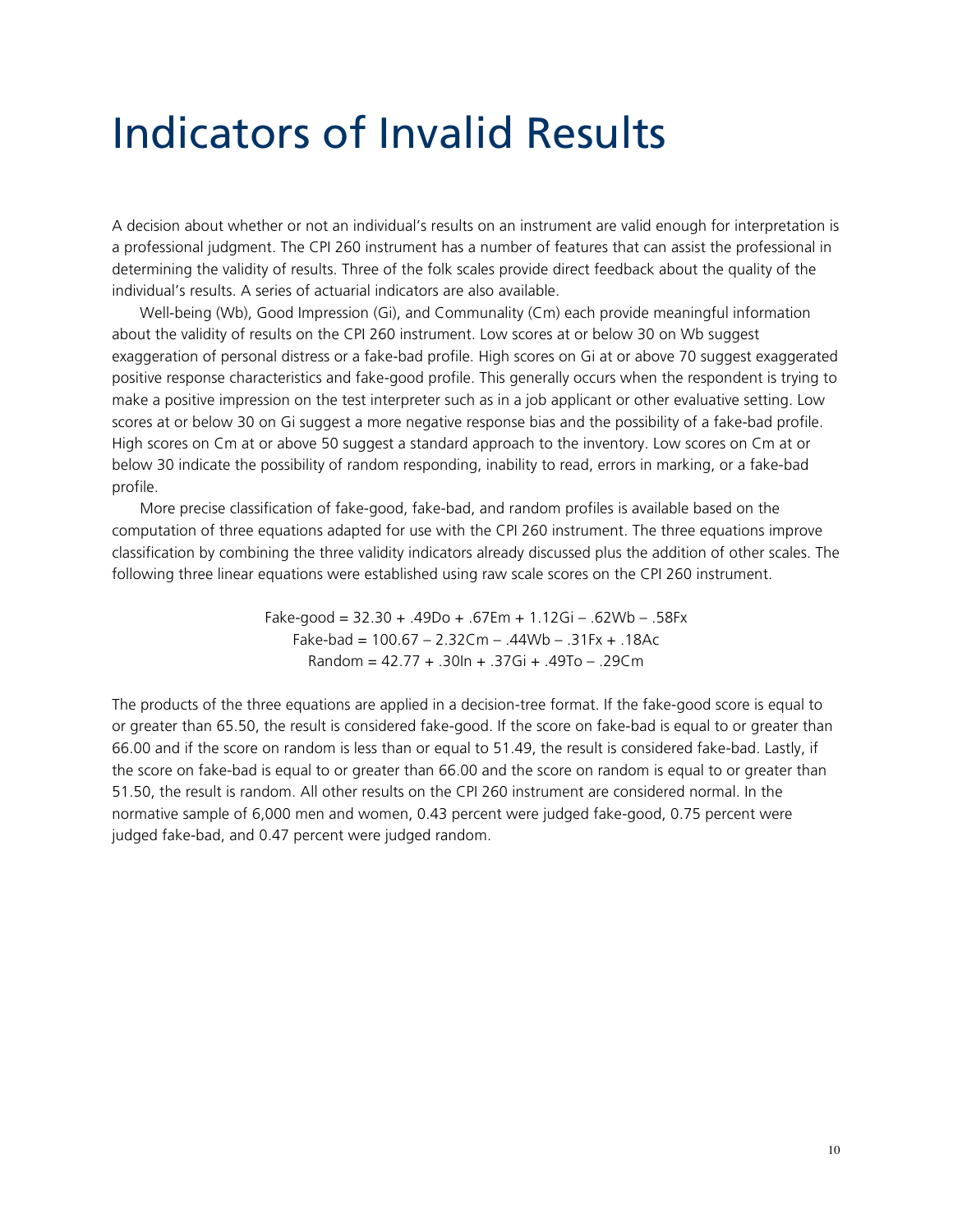# Indicators of Invalid Results

A decision about whether or not an individual's results on an instrument are valid enough for interpretation is a professional judgment. The CPI 260 instrument has a number of features that can assist the professional in determining the validity of results. Three of the folk scales provide direct feedback about the quality of the individual's results. A series of actuarial indicators are also available.

Well-being (Wb), Good Impression (Gi), and Communality (Cm) each provide meaningful information about the validity of results on the CPI 260 instrument. Low scores at or below 30 on Wb suggest exaggeration of personal distress or a fake-bad profile. High scores on Gi at or above 70 suggest exaggerated positive response characteristics and fake-good profile. This generally occurs when the respondent is trying to make a positive impression on the test interpreter such as in a job applicant or other evaluative setting. Low scores at or below 30 on Gi suggest a more negative response bias and the possibility of a fake-bad profile. High scores on Cm at or above 50 suggest a standard approach to the inventory. Low scores on Cm at or below 30 indicate the possibility of random responding, inability to read, errors in marking, or a fake-bad profile.

More precise classification of fake-good, fake-bad, and random profiles is available based on the computation of three equations adapted for use with the CPI 260 instrument. The three equations improve classification by combining the three validity indicators already discussed plus the addition of other scales. The following three linear equations were established using raw scale scores on the CPI 260 instrument.

$$\text{Fake-good} = 32.30 + .49\text{Do} + .67\text{Em} + 1.12\text{Gi} - .62\text{Wb} - .58\text{Fx}$$

$$\text{Fake-bad} = 100.67 - 2.32\text{Cm} - .44\text{Wb} - .31\text{Fx} + .18\text{Ac}$$

$$\text{Random} = 42.77 + .30\text{In} + .37\text{Gi} + .49\text{To} - .29\text{Cm}$$

The products of the three equations are applied in a decision-tree format. If the fake-good score is equal to or greater than 65.50, the result is considered fake-good. If the score on fake-bad is equal to or greater than 66.00 and if the score on random is less than or equal to 51.49, the result is considered fake-bad. Lastly, if the score on fake-bad is equal to or greater than 66.00 and the score on random is equal to or greater than 51.50, the result is random. All other results on the CPI 260 instrument are considered normal. In the normative sample of 6,000 men and women, 0.43 percent were judged fake-good, 0.75 percent were judged fake-bad, and 0.47 percent were judged random.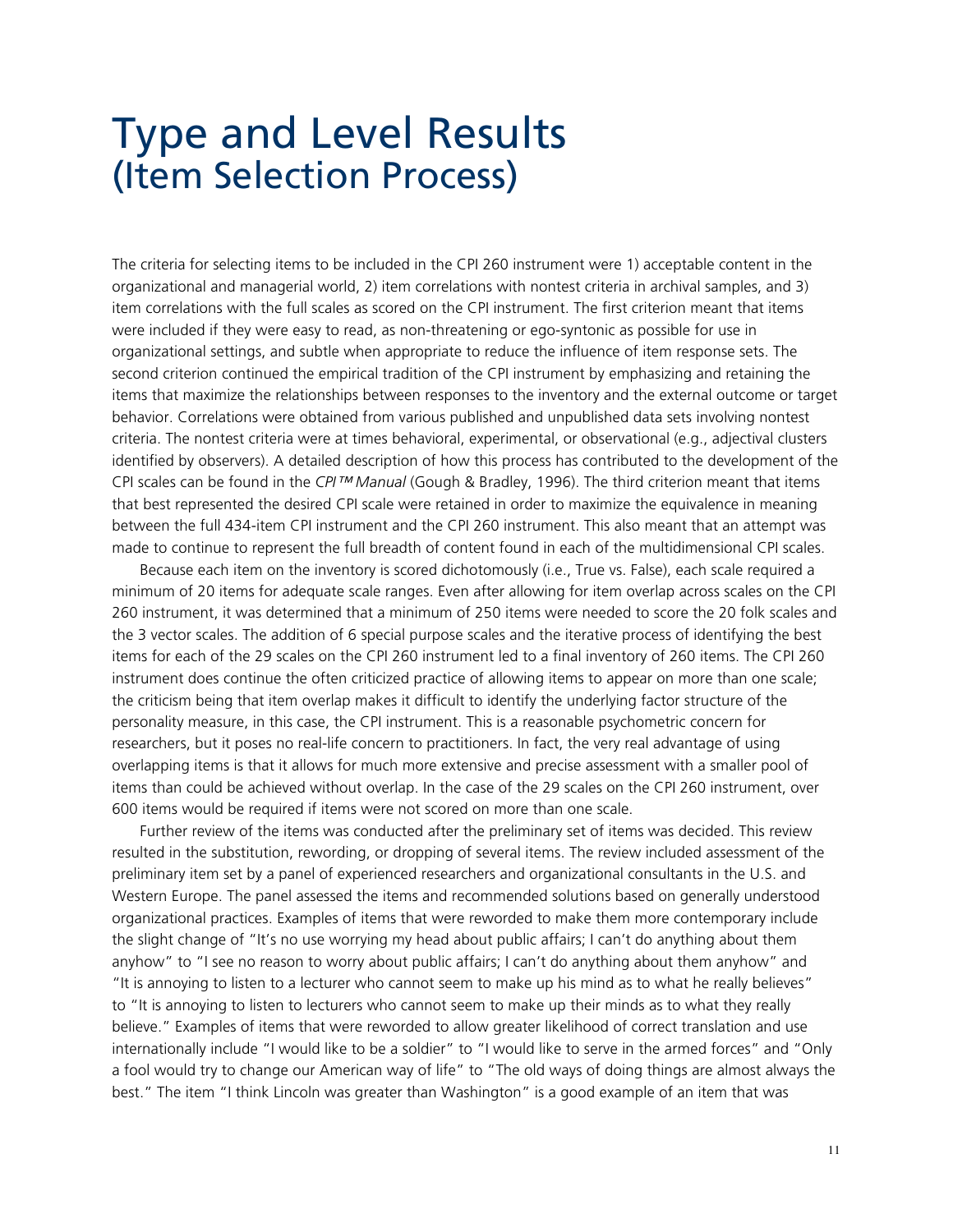# Type and Level Results
## (Item Selection Process)

The criteria for selecting items to be included in the CPI 260 instrument were 1) acceptable content in the organizational and managerial world, 2) item correlations with nontest criteria in archival samples, and 3) item correlations with the full scales as scored on the CPI instrument. The first criterion meant that items were included if they were easy to read, as non-threatening or ego-syntonic as possible for use in organizational settings, and subtle when appropriate to reduce the influence of item response sets. The second criterion continued the empirical tradition of the CPI instrument by emphasizing and retaining the items that maximize the relationships between responses to the inventory and the external outcome or target behavior. Correlations were obtained from various published and unpublished data sets involving nontest criteria. The nontest criteria were at times behavioral, experimental, or observational (e.g., adjectival clusters identified by observers). A detailed description of how this process has contributed to the development of the CPI scales can be found in the *CPI™ Manual* (Gough & Bradley, 1996). The third criterion meant that items that best represented the desired CPI scale were retained in order to maximize the equivalence in meaning between the full 434-item CPI instrument and the CPI 260 instrument. This also meant that an attempt was made to continue to represent the full breadth of content found in each of the multidimensional CPI scales.

Because each item on the inventory is scored dichotomously (i.e., True vs. False), each scale required a minimum of 20 items for adequate scale ranges. Even after allowing for item overlap across scales on the CPI 260 instrument, it was determined that a minimum of 250 items were needed to score the 20 folk scales and the 3 vector scales. The addition of 6 special purpose scales and the iterative process of identifying the best items for each of the 29 scales on the CPI 260 instrument led to a final inventory of 260 items. The CPI 260 instrument does continue the often criticized practice of allowing items to appear on more than one scale; the criticism being that item overlap makes it difficult to identify the underlying factor structure of the personality measure, in this case, the CPI instrument. This is a reasonable psychometric concern for researchers, but it poses no real-life concern to practitioners. In fact, the very real advantage of using overlapping items is that it allows for much more extensive and precise assessment with a smaller pool of items than could be achieved without overlap. In the case of the 29 scales on the CPI 260 instrument, over 600 items would be required if items were not scored on more than one scale.

Further review of the items was conducted after the preliminary set of items was decided. This review resulted in the substitution, rewording, or dropping of several items. The review included assessment of the preliminary item set by a panel of experienced researchers and organizational consultants in the U.S. and Western Europe. The panel assessed the items and recommended solutions based on generally understood organizational practices. Examples of items that were reworded to make them more contemporary include the slight change of "It's no use worrying my head about public affairs; I can't do anything about them anyhow" to "I see no reason to worry about public affairs; I can't do anything about them anyhow" and "It is annoying to listen to a lecturer who cannot seem to make up his mind as to what he really believes" to "It is annoying to listen to lecturers who cannot seem to make up their minds as to what they really believe." Examples of items that were reworded to allow greater likelihood of correct translation and use internationally include "I would like to be a soldier" to "I would like to serve in the armed forces" and "Only a fool would try to change our American way of life" to "The old ways of doing things are almost always the best." The item "I think Lincoln was greater than Washington" is a good example of an item that was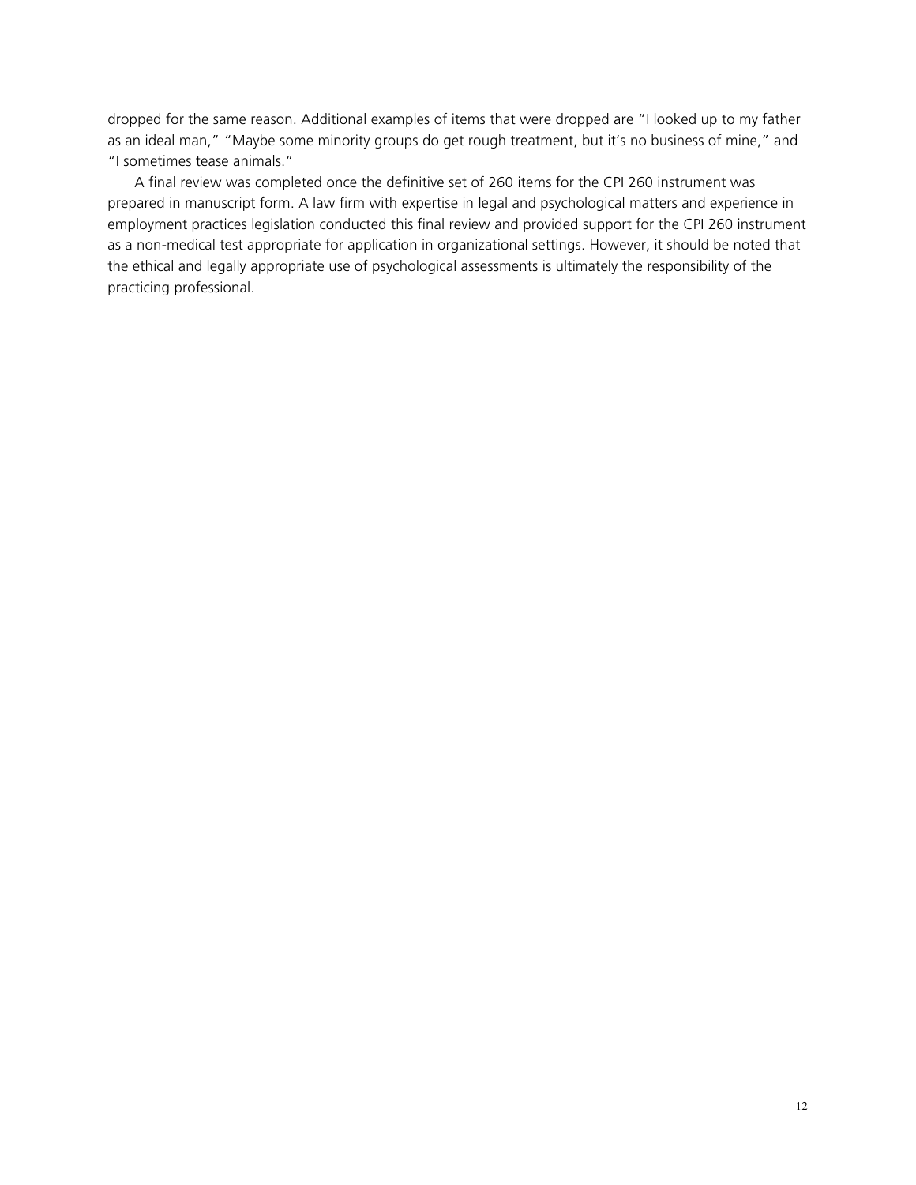dropped for the same reason. Additional examples of items that were dropped are "I looked up to my father as an ideal man," "Maybe some minority groups do get rough treatment, but it's no business of mine," and "I sometimes tease animals."

A final review was completed once the definitive set of 260 items for the CPI 260 instrument was prepared in manuscript form. A law firm with expertise in legal and psychological matters and experience in employment practices legislation conducted this final review and provided support for the CPI 260 instrument as a non-medical test appropriate for application in organizational settings. However, it should be noted that the ethical and legally appropriate use of psychological assessments is ultimately the responsibility of the practicing professional.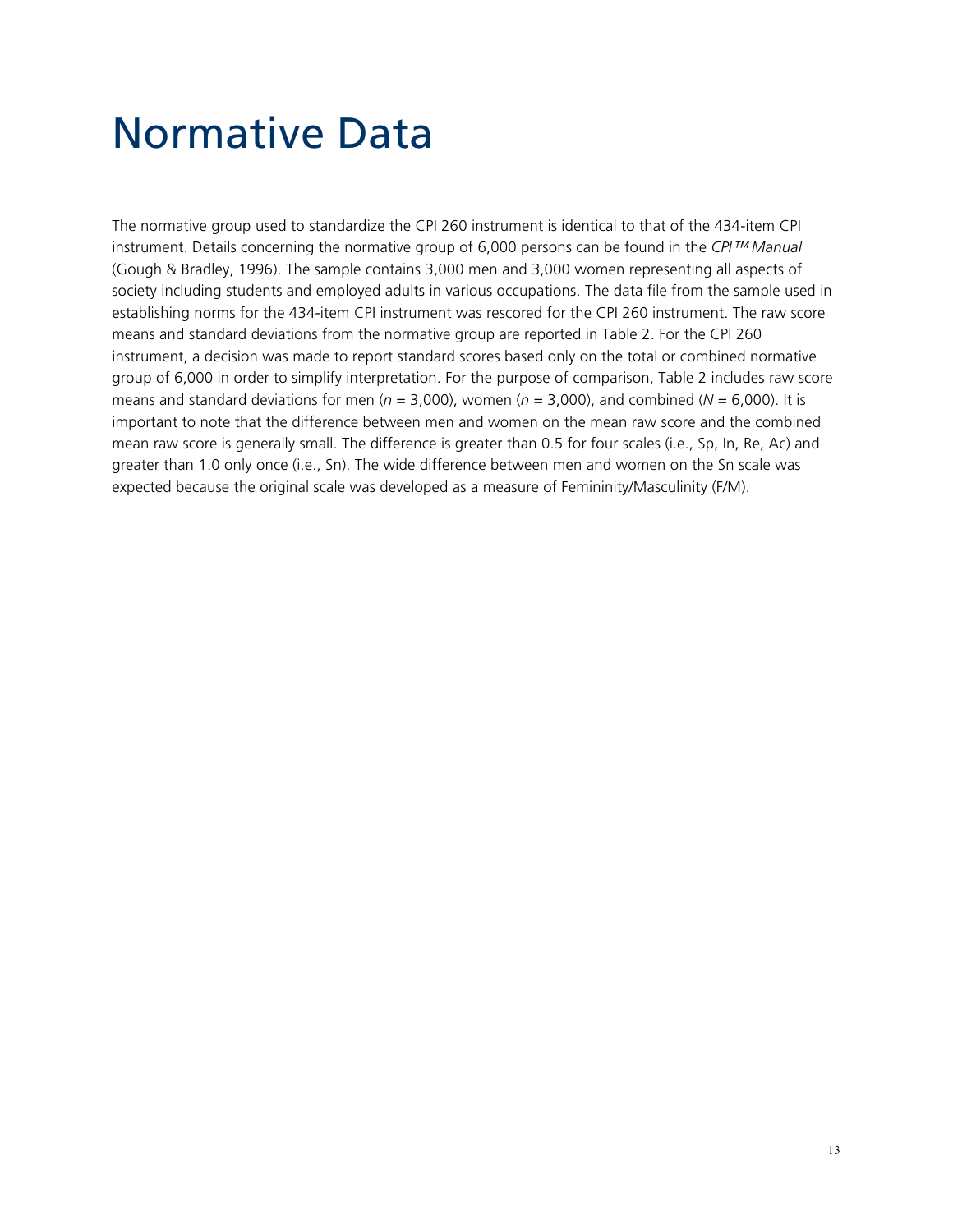# Normative Data

The normative group used to standardize the CPI 260 instrument is identical to that of the 434-item CPI instrument. Details concerning the normative group of 6,000 persons can be found in the *CPI™ Manual* (Gough & Bradley, 1996). The sample contains 3,000 men and 3,000 women representing all aspects of society including students and employed adults in various occupations. The data file from the sample used in establishing norms for the 434-item CPI instrument was rescored for the CPI 260 instrument. The raw score means and standard deviations from the normative group are reported in Table 2. For the CPI 260 instrument, a decision was made to report standard scores based only on the total or combined normative group of 6,000 in order to simplify interpretation. For the purpose of comparison, Table 2 includes raw score means and standard deviations for men ($n$ = 3,000), women ($n$ = 3,000), and combined ($N$ = 6,000). It is important to note that the difference between men and women on the mean raw score and the combined mean raw score is generally small. The difference is greater than 0.5 for four scales (i.e., Sp, In, Re, Ac) and greater than 1.0 only once (i.e., Sn). The wide difference between men and women on the Sn scale was expected because the original scale was developed as a measure of Femininity/Masculinity (F/M).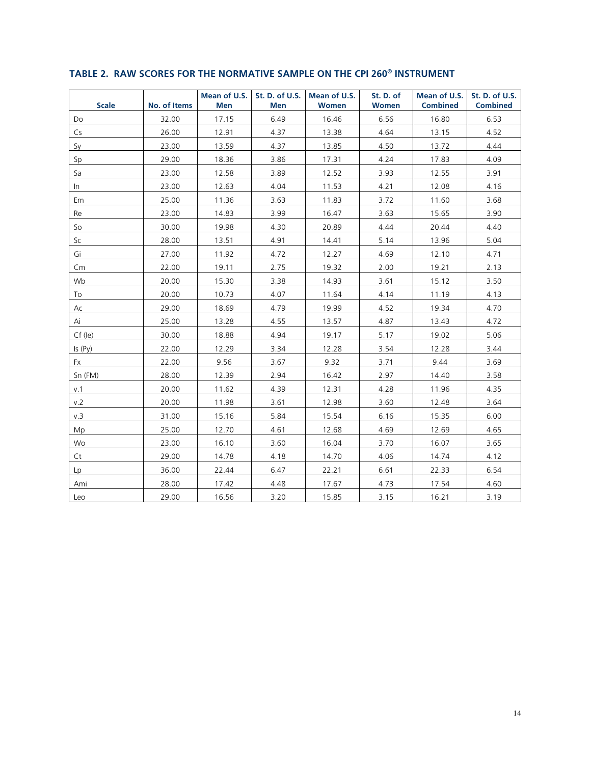## TABLE 2. RAW SCORES FOR THE NORMATIVE SAMPLE ON THE CPI 260® INSTRUMENT

| Scale | No. of Items | Mean of U.S. Men | St. D. of U.S. Men | Mean of U.S. Women | St. D. of Women | Mean of U.S. Combined | St. D. of U.S. Combined |
|---|---|---|---|---|---|---|---|
| Do | 32.00 | 17.15 | 6.49 | 16.46 | 6.56 | 16.80 | 6.53 |
| Cs | 26.00 | 12.91 | 4.37 | 13.38 | 4.64 | 13.15 | 4.52 |
| Sy | 23.00 | 13.59 | 4.37 | 13.85 | 4.50 | 13.72 | 4.44 |
| Sp | 29.00 | 18.36 | 3.86 | 17.31 | 4.24 | 17.83 | 4.09 |
| Sa | 23.00 | 12.58 | 3.89 | 12.52 | 3.93 | 12.55 | 3.91 |
| In | 23.00 | 12.63 | 4.04 | 11.53 | 4.21 | 12.08 | 4.16 |
| Em | 25.00 | 11.36 | 3.63 | 11.83 | 3.72 | 11.60 | 3.68 |
| Re | 23.00 | 14.83 | 3.99 | 16.47 | 3.63 | 15.65 | 3.90 |
| So | 30.00 | 19.98 | 4.30 | 20.89 | 4.44 | 20.44 | 4.40 |
| Sc | 28.00 | 13.51 | 4.91 | 14.41 | 5.14 | 13.96 | 5.04 |
| Gi | 27.00 | 11.92 | 4.72 | 12.27 | 4.69 | 12.10 | 4.71 |
| Cm | 22.00 | 19.11 | 2.75 | 19.32 | 2.00 | 19.21 | 2.13 |
| Wb | 20.00 | 15.30 | 3.38 | 14.93 | 3.61 | 15.12 | 3.50 |
| To | 20.00 | 10.73 | 4.07 | 11.64 | 4.14 | 11.19 | 4.13 |
| Ac | 29.00 | 18.69 | 4.79 | 19.99 | 4.52 | 19.34 | 4.70 |
| Ai | 25.00 | 13.28 | 4.55 | 13.57 | 4.87 | 13.43 | 4.72 |
| Cf (Ie) | 30.00 | 18.88 | 4.94 | 19.17 | 5.17 | 19.02 | 5.06 |
| Is (Py) | 22.00 | 12.29 | 3.34 | 12.28 | 3.54 | 12.28 | 3.44 |
| Fx | 22.00 | 9.56 | 3.67 | 9.32 | 3.71 | 9.44 | 3.69 |
| Sn (FM) | 28.00 | 12.39 | 2.94 | 16.42 | 2.97 | 14.40 | 3.58 |
| v.1 | 20.00 | 11.62 | 4.39 | 12.31 | 4.28 | 11.96 | 4.35 |
| v.2 | 20.00 | 11.98 | 3.61 | 12.98 | 3.60 | 12.48 | 3.64 |
| v.3 | 31.00 | 15.16 | 5.84 | 15.54 | 6.16 | 15.35 | 6.00 |
| Mp | 25.00 | 12.70 | 4.61 | 12.68 | 4.69 | 12.69 | 4.65 |
| Wo | 23.00 | 16.10 | 3.60 | 16.04 | 3.70 | 16.07 | 3.65 |
| Ct | 29.00 | 14.78 | 4.18 | 14.70 | 4.06 | 14.74 | 4.12 |
| Lp | 36.00 | 22.44 | 6.47 | 22.21 | 6.61 | 22.33 | 6.54 |
| Ami | 28.00 | 17.42 | 4.48 | 17.67 | 4.73 | 17.54 | 4.60 |
| Leo | 29.00 | 16.56 | 3.20 | 15.85 | 3.15 | 16.21 | 3.19 |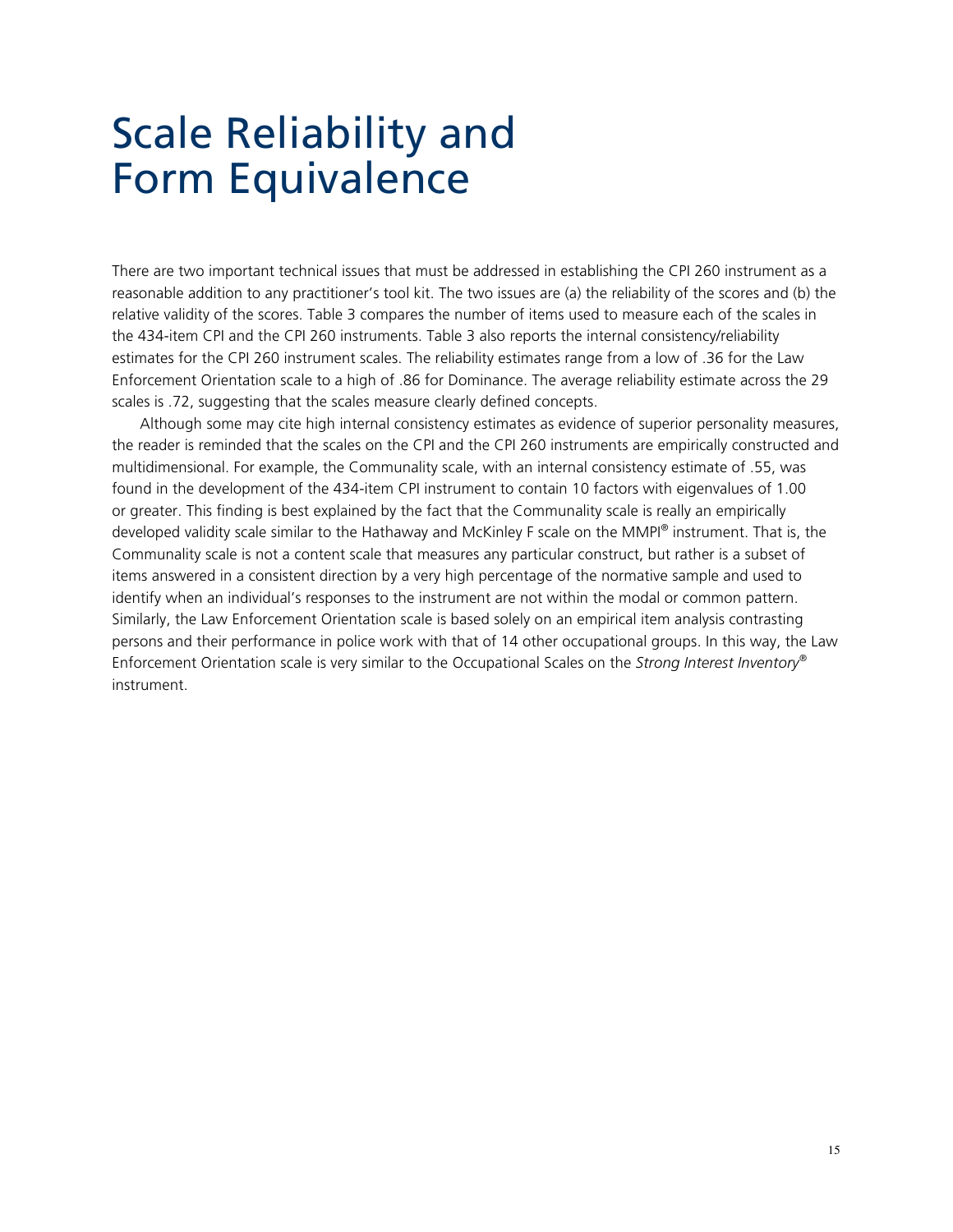# Scale Reliability and Form Equivalence

There are two important technical issues that must be addressed in establishing the CPI 260 instrument as a reasonable addition to any practitioner's tool kit. The two issues are (a) the reliability of the scores and (b) the relative validity of the scores. Table 3 compares the number of items used to measure each of the scales in the 434-item CPI and the CPI 260 instruments. Table 3 also reports the internal consistency/reliability estimates for the CPI 260 instrument scales. The reliability estimates range from a low of .36 for the Law Enforcement Orientation scale to a high of .86 for Dominance. The average reliability estimate across the 29 scales is .72, suggesting that the scales measure clearly defined concepts.

Although some may cite high internal consistency estimates as evidence of superior personality measures, the reader is reminded that the scales on the CPI and the CPI 260 instruments are empirically constructed and multidimensional. For example, the Communality scale, with an internal consistency estimate of .55, was found in the development of the 434-item CPI instrument to contain 10 factors with eigenvalues of 1.00 or greater. This finding is best explained by the fact that the Communality scale is really an empirically developed validity scale similar to the Hathaway and McKinley F scale on the MMPI® instrument. That is, the Communality scale is not a content scale that measures any particular construct, but rather is a subset of items answered in a consistent direction by a very high percentage of the normative sample and used to identify when an individual's responses to the instrument are not within the modal or common pattern. Similarly, the Law Enforcement Orientation scale is based solely on an empirical item analysis contrasting persons and their performance in police work with that of 14 other occupational groups. In this way, the Law Enforcement Orientation scale is very similar to the Occupational Scales on the *Strong Interest Inventory®* instrument.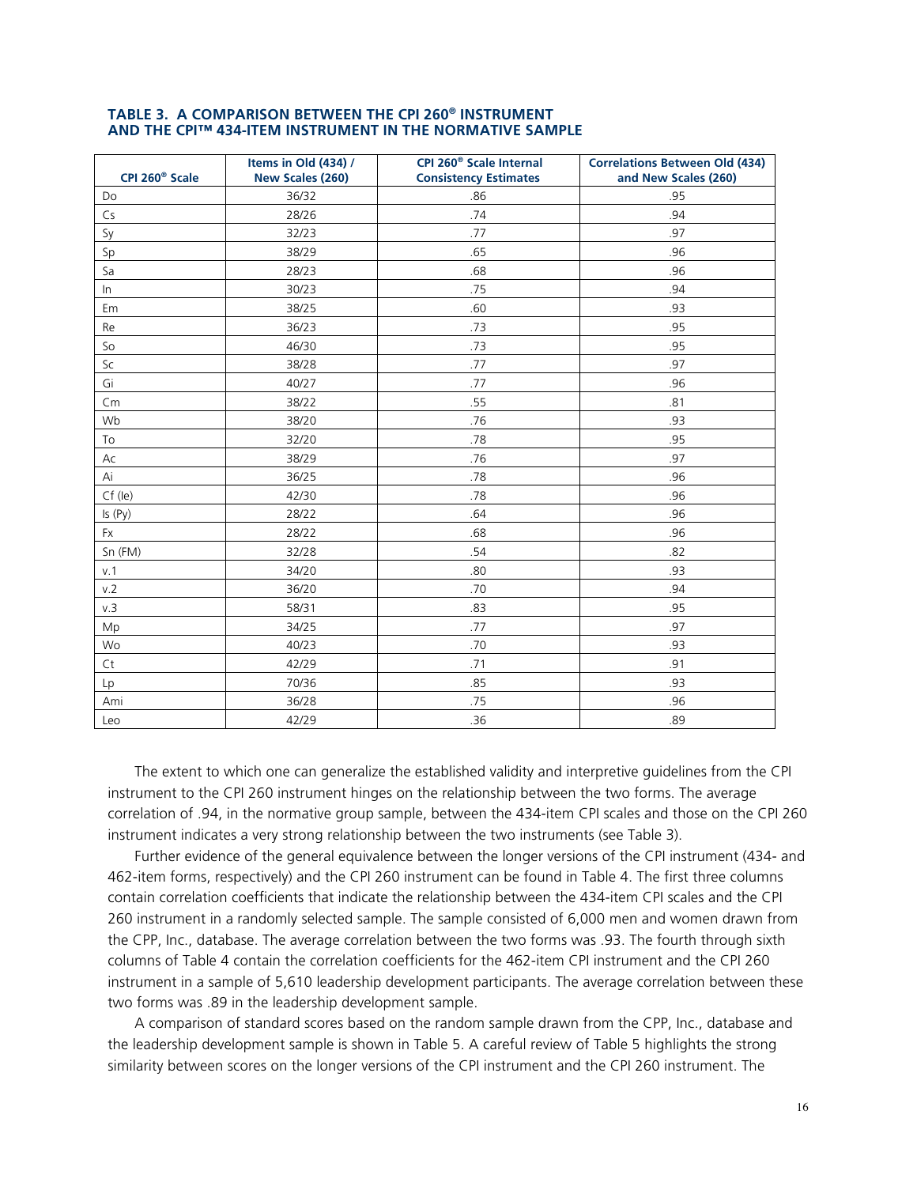**TABLE 3. A COMPARISON BETWEEN THE CPI 260® INSTRUMENT AND THE CPI™ 434-ITEM INSTRUMENT IN THE NORMATIVE SAMPLE**

| CPI 260® Scale | Items in Old (434) / New Scales (260) | CPI 260® Scale Internal Consistency Estimates | Correlations Between Old (434) and New Scales (260) |
|---|---|---|---|
| Do | 36/32 | .86 | .95 |
| Cs | 28/26 | .74 | .94 |
| Sy | 32/23 | .77 | .97 |
| Sp | 38/29 | .65 | .96 |
| Sa | 28/23 | .68 | .96 |
| In | 30/23 | .75 | .94 |
| Em | 38/25 | .60 | .93 |
| Re | 36/23 | .73 | .95 |
| So | 46/30 | .73 | .95 |
| Sc | 38/28 | .77 | .97 |
| Gi | 40/27 | .77 | .96 |
| Cm | 38/22 | .55 | .81 |
| Wb | 38/20 | .76 | .93 |
| To | 32/20 | .78 | .95 |
| Ac | 38/29 | .76 | .97 |
| Ai | 36/25 | .78 | .96 |
| Cf (Ie) | 42/30 | .78 | .96 |
| Is (Py) | 28/22 | .64 | .96 |
| Fx | 28/22 | .68 | .96 |
| Sn (FM) | 32/28 | .54 | .82 |
| v.1 | 34/20 | .80 | .93 |
| v.2 | 36/20 | .70 | .94 |
| v.3 | 58/31 | .83 | .95 |
| Mp | 34/25 | .77 | .97 |
| Wo | 40/23 | .70 | .93 |
| Ct | 42/29 | .71 | .91 |
| Lp | 70/36 | .85 | .93 |
| Ami | 36/28 | .75 | .96 |
| Leo | 42/29 | .36 | .89 |

The extent to which one can generalize the established validity and interpretive guidelines from the CPI instrument to the CPI 260 instrument hinges on the relationship between the two forms. The average correlation of .94, in the normative group sample, between the 434-item CPI scales and those on the CPI 260 instrument indicates a very strong relationship between the two instruments (see Table 3).

Further evidence of the general equivalence between the longer versions of the CPI instrument (434- and 462-item forms, respectively) and the CPI 260 instrument can be found in Table 4. The first three columns contain correlation coefficients that indicate the relationship between the 434-item CPI scales and the CPI 260 instrument in a randomly selected sample. The sample consisted of 6,000 men and women drawn from the CPP, Inc., database. The average correlation between the two forms was .93. The fourth through sixth columns of Table 4 contain the correlation coefficients for the 462-item CPI instrument and the CPI 260 instrument in a sample of 5,610 leadership development participants. The average correlation between these two forms was .89 in the leadership development sample.

A comparison of standard scores based on the random sample drawn from the CPP, Inc., database and the leadership development sample is shown in Table 5. A careful review of Table 5 highlights the strong similarity between scores on the longer versions of the CPI instrument and the CPI 260 instrument. The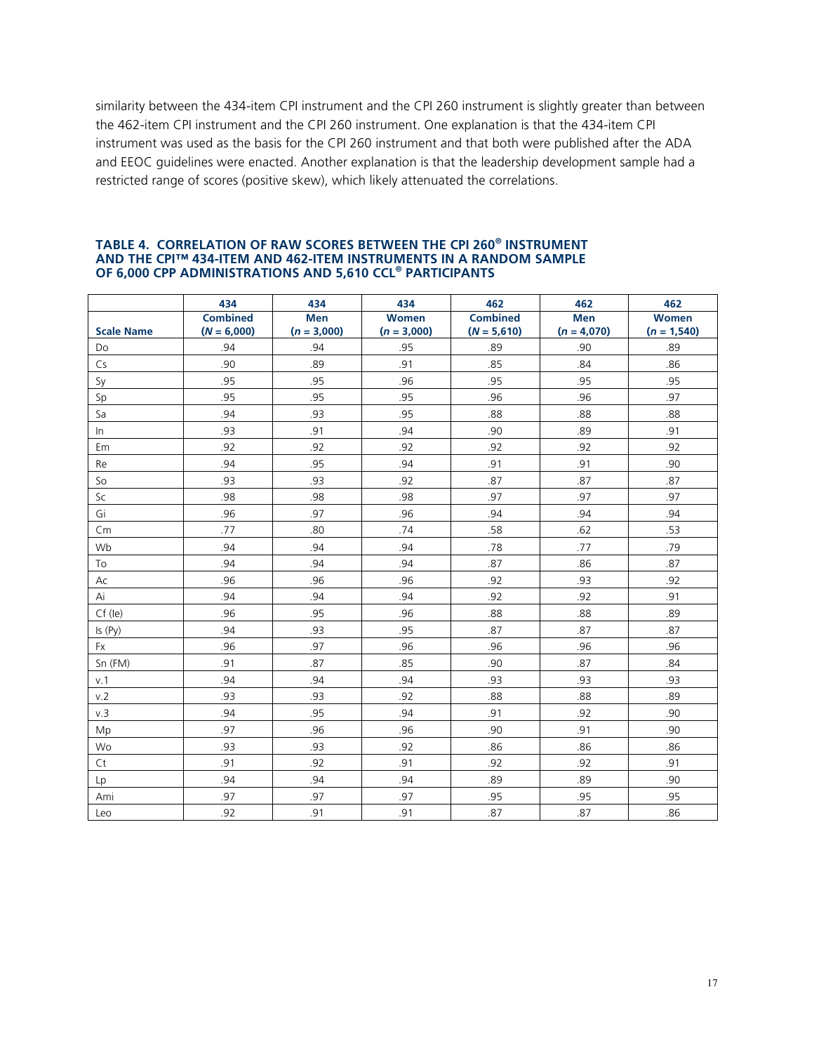similarity between the 434-item CPI instrument and the CPI 260 instrument is slightly greater than between the 462-item CPI instrument and the CPI 260 instrument. One explanation is that the 434-item CPI instrument was used as the basis for the CPI 260 instrument and that both were published after the ADA and EEOC guidelines were enacted. Another explanation is that the leadership development sample had a restricted range of scores (positive skew), which likely attenuated the correlations.

### TABLE 4. CORRELATION OF RAW SCORES BETWEEN THE CPI 260® INSTRUMENT AND THE CPI™ 434-ITEM AND 462-ITEM INSTRUMENTS IN A RANDOM SAMPLE OF 6,000 CPP ADMINISTRATIONS AND 5,610 CCL® PARTICIPANTS

| | 434 | 434 | 434 | 462 | 462 | 462 |
|---|---|---|---|---|---|---|
| **Scale Name** | **Combined (*N* = 6,000)** | **Men (*n* = 3,000)** | **Women (*n* = 3,000)** | **Combined (*N* = 5,610)** | **Men (*n* = 4,070)** | **Women (*n* = 1,540)** |
| Do | .94 | .94 | .95 | .89 | .90 | .89 |
| Cs | .90 | .89 | .91 | .85 | .84 | .86 |
| Sy | .95 | .95 | .96 | .95 | .95 | .95 |
| Sp | .95 | .95 | .95 | .96 | .96 | .97 |
| Sa | .94 | .93 | .95 | .88 | .88 | .88 |
| In | .93 | .91 | .94 | .90 | .89 | .91 |
| Em | .92 | .92 | .92 | .92 | .92 | .92 |
| Re | .94 | .95 | .94 | .91 | .91 | .90 |
| So | .93 | .93 | .92 | .87 | .87 | .87 |
| Sc | .98 | .98 | .98 | .97 | .97 | .97 |
| Gi | .96 | .97 | .96 | .94 | .94 | .94 |
| Cm | .77 | .80 | .74 | .58 | .62 | .53 |
| Wb | .94 | .94 | .94 | .78 | .77 | .79 |
| To | .94 | .94 | .94 | .87 | .86 | .87 |
| Ac | .96 | .96 | .96 | .92 | .93 | .92 |
| Ai | .94 | .94 | .94 | .92 | .92 | .91 |
| Cf (Ie) | .96 | .95 | .96 | .88 | .88 | .89 |
| Is (Py) | .94 | .93 | .95 | .87 | .87 | .87 |
| Fx | .96 | .97 | .96 | .96 | .96 | .96 |
| Sn (FM) | .91 | .87 | .85 | .90 | .87 | .84 |
| v.1 | .94 | .94 | .94 | .93 | .93 | .93 |
| v.2 | .93 | .93 | .92 | .88 | .88 | .89 |
| v.3 | .94 | .95 | .94 | .91 | .92 | .90 |
| Mp | .97 | .96 | .96 | .90 | .91 | .90 |
| Wo | .93 | .93 | .92 | .86 | .86 | .86 |
| Ct | .91 | .92 | .91 | .92 | .92 | .91 |
| Lp | .94 | .94 | .94 | .89 | .89 | .90 |
| Ami | .97 | .97 | .97 | .95 | .95 | .95 |
| Leo | .92 | .91 | .91 | .87 | .87 | .86 |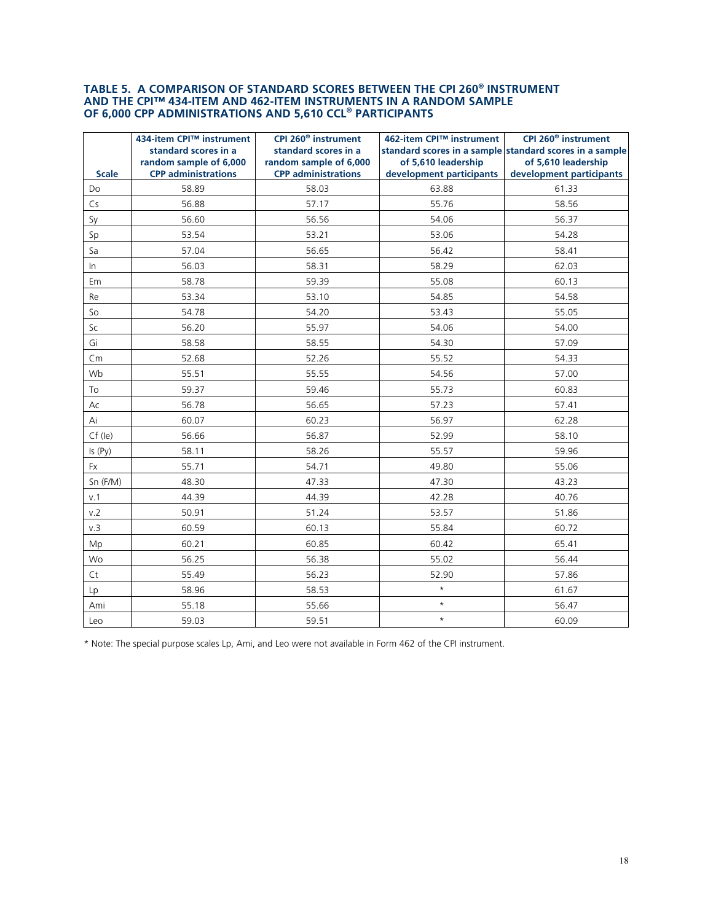### TABLE 5. A COMPARISON OF STANDARD SCORES BETWEEN THE CPI 260® INSTRUMENT AND THE CPI™ 434-ITEM AND 462-ITEM INSTRUMENTS IN A RANDOM SAMPLE OF 6,000 CPP ADMINISTRATIONS AND 5,610 CCL® PARTICIPANTS

| Scale | 434-item CPI™ instrument standard scores in a random sample of 6,000 CPP administrations | CPI 260® instrument standard scores in a random sample of 6,000 CPP administrations | 462-item CPI™ instrument standard scores in a sample of 5,610 leadership development participants | CPI 260® instrument standard scores in a sample of 5,610 leadership development participants |
|---|---|---|---|---|
| Do | 58.89 | 58.03 | 63.88 | 61.33 |
| Cs | 56.88 | 57.17 | 55.76 | 58.56 |
| Sy | 56.60 | 56.56 | 54.06 | 56.37 |
| Sp | 53.54 | 53.21 | 53.06 | 54.28 |
| Sa | 57.04 | 56.65 | 56.42 | 58.41 |
| In | 56.03 | 58.31 | 58.29 | 62.03 |
| Em | 58.78 | 59.39 | 55.08 | 60.13 |
| Re | 53.34 | 53.10 | 54.85 | 54.58 |
| So | 54.78 | 54.20 | 53.43 | 55.05 |
| Sc | 56.20 | 55.97 | 54.06 | 54.00 |
| Gi | 58.58 | 58.55 | 54.30 | 57.09 |
| Cm | 52.68 | 52.26 | 55.52 | 54.33 |
| Wb | 55.51 | 55.55 | 54.56 | 57.00 |
| To | 59.37 | 59.46 | 55.73 | 60.83 |
| Ac | 56.78 | 56.65 | 57.23 | 57.41 |
| Ai | 60.07 | 60.23 | 56.97 | 62.28 |
| Cf (Ie) | 56.66 | 56.87 | 52.99 | 58.10 |
| Is (Py) | 58.11 | 58.26 | 55.57 | 59.96 |
| Fx | 55.71 | 54.71 | 49.80 | 55.06 |
| Sn (F/M) | 48.30 | 47.33 | 47.30 | 43.23 |
| v.1 | 44.39 | 44.39 | 42.28 | 40.76 |
| v.2 | 50.91 | 51.24 | 53.57 | 51.86 |
| v.3 | 60.59 | 60.13 | 55.84 | 60.72 |
| Mp | 60.21 | 60.85 | 60.42 | 65.41 |
| Wo | 56.25 | 56.38 | 55.02 | 56.44 |
| Ct | 55.49 | 56.23 | 52.90 | 57.86 |
| Lp | 58.96 | 58.53 | * | 61.67 |
| Ami | 55.18 | 55.66 | * | 56.47 |
| Leo | 59.03 | 59.51 | * | 60.09 |

* Note: The special purpose scales Lp, Ami, and Leo were not available in Form 462 of the CPI instrument.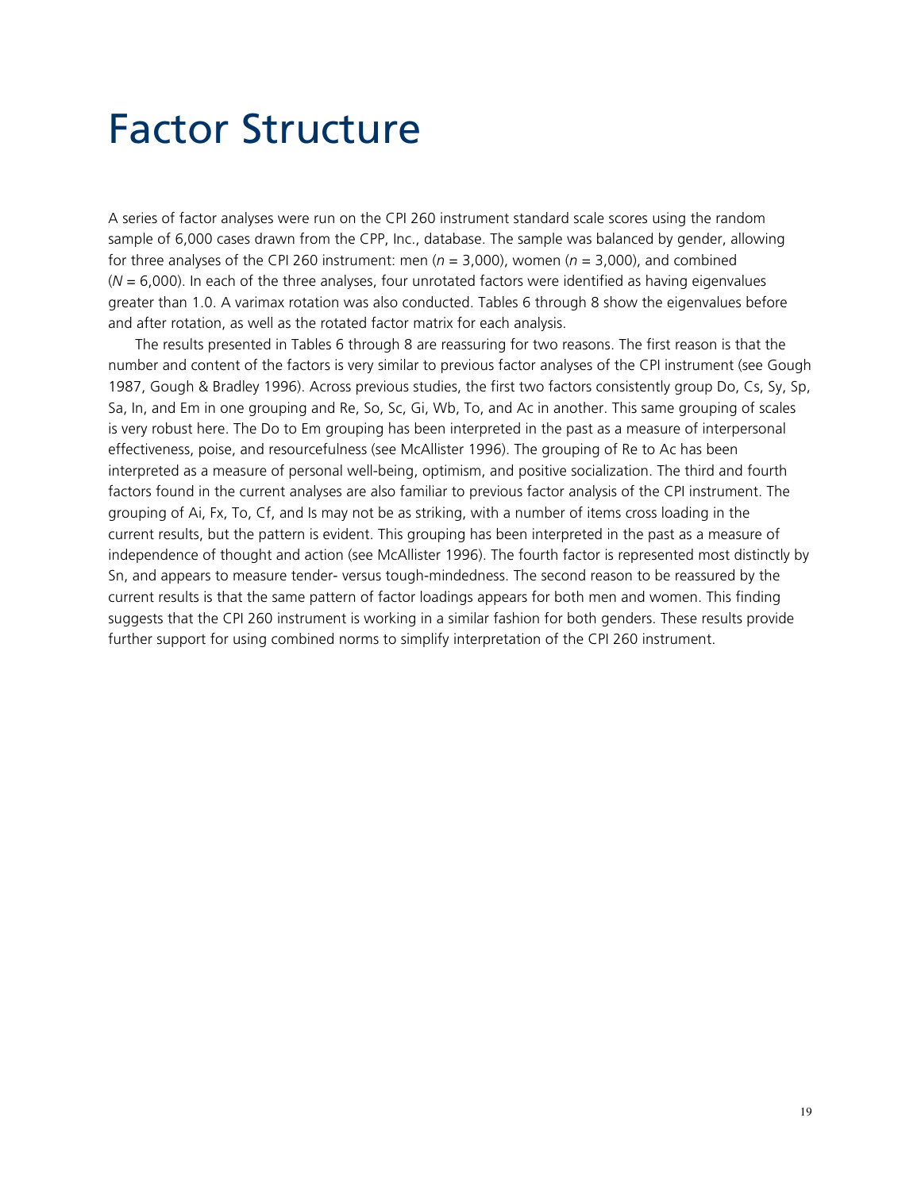# Factor Structure

A series of factor analyses were run on the CPI 260 instrument standard scale scores using the random sample of 6,000 cases drawn from the CPP, Inc., database. The sample was balanced by gender, allowing for three analyses of the CPI 260 instrument: men (*n* = 3,000), women (*n* = 3,000), and combined (*N* = 6,000). In each of the three analyses, four unrotated factors were identified as having eigenvalues greater than 1.0. A varimax rotation was also conducted. Tables 6 through 8 show the eigenvalues before and after rotation, as well as the rotated factor matrix for each analysis.

The results presented in Tables 6 through 8 are reassuring for two reasons. The first reason is that the number and content of the factors is very similar to previous factor analyses of the CPI instrument (see Gough 1987, Gough & Bradley 1996). Across previous studies, the first two factors consistently group Do, Cs, Sy, Sp, Sa, In, and Em in one grouping and Re, So, Sc, Gi, Wb, To, and Ac in another. This same grouping of scales is very robust here. The Do to Em grouping has been interpreted in the past as a measure of interpersonal effectiveness, poise, and resourcefulness (see McAllister 1996). The grouping of Re to Ac has been interpreted as a measure of personal well-being, optimism, and positive socialization. The third and fourth factors found in the current analyses are also familiar to previous factor analysis of the CPI instrument. The grouping of Ai, Fx, To, Cf, and Is may not be as striking, with a number of items cross loading in the current results, but the pattern is evident. This grouping has been interpreted in the past as a measure of independence of thought and action (see McAllister 1996). The fourth factor is represented most distinctly by Sn, and appears to measure tender- versus tough-mindedness. The second reason to be reassured by the current results is that the same pattern of factor loadings appears for both men and women. This finding suggests that the CPI 260 instrument is working in a similar fashion for both genders. These results provide further support for using combined norms to simplify interpretation of the CPI 260 instrument.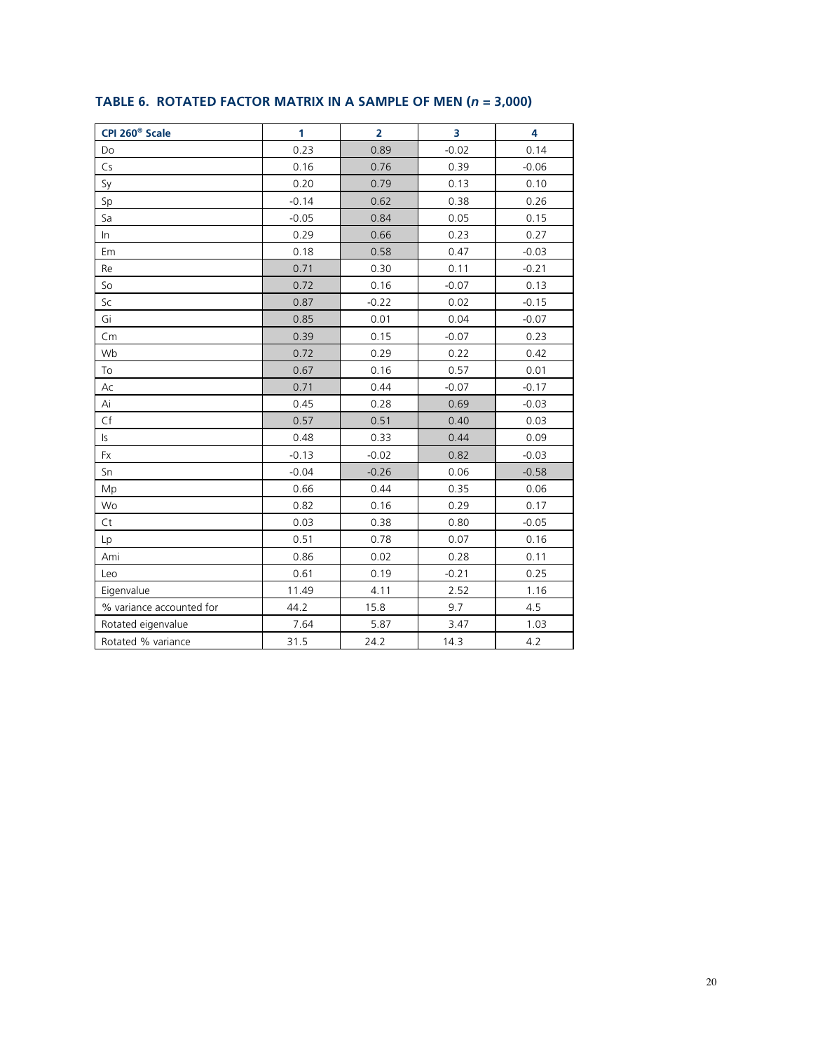## TABLE 6. ROTATED FACTOR MATRIX IN A SAMPLE OF MEN (*n* = 3,000)

| CPI 260® Scale | 1 | 2 | 3 | 4 |
|---|---|---|---|---|
| Do | 0.23 | 0.89 | -0.02 | 0.14 |
| Cs | 0.16 | 0.76 | 0.39 | -0.06 |
| Sy | 0.20 | 0.79 | 0.13 | 0.10 |
| Sp | -0.14 | 0.62 | 0.38 | 0.26 |
| Sa | -0.05 | 0.84 | 0.05 | 0.15 |
| In | 0.29 | 0.66 | 0.23 | 0.27 |
| Em | 0.18 | 0.58 | 0.47 | -0.03 |
| Re | 0.71 | 0.30 | 0.11 | -0.21 |
| So | 0.72 | 0.16 | -0.07 | 0.13 |
| Sc | 0.87 | -0.22 | 0.02 | -0.15 |
| Gi | 0.85 | 0.01 | 0.04 | -0.07 |
| Cm | 0.39 | 0.15 | -0.07 | 0.23 |
| Wb | 0.72 | 0.29 | 0.22 | 0.42 |
| To | 0.67 | 0.16 | 0.57 | 0.01 |
| Ac | 0.71 | 0.44 | -0.07 | -0.17 |
| Ai | 0.45 | 0.28 | 0.69 | -0.03 |
| Cf | 0.57 | 0.51 | 0.40 | 0.03 |
| Is | 0.48 | 0.33 | 0.44 | 0.09 |
| Fx | -0.13 | -0.02 | 0.82 | -0.03 |
| Sn | -0.04 | -0.26 | 0.06 | -0.58 |
| Mp | 0.66 | 0.44 | 0.35 | 0.06 |
| Wo | 0.82 | 0.16 | 0.29 | 0.17 |
| Ct | 0.03 | 0.38 | 0.80 | -0.05 |
| Lp | 0.51 | 0.78 | 0.07 | 0.16 |
| Ami | 0.86 | 0.02 | 0.28 | 0.11 |
| Leo | 0.61 | 0.19 | -0.21 | 0.25 |
| Eigenvalue | 11.49 | 4.11 | 2.52 | 1.16 |
| % variance accounted for | 44.2 | 15.8 | 9.7 | 4.5 |
| Rotated eigenvalue | 7.64 | 5.87 | 3.47 | 1.03 |
| Rotated % variance | 31.5 | 24.2 | 14.3 | 4.2 |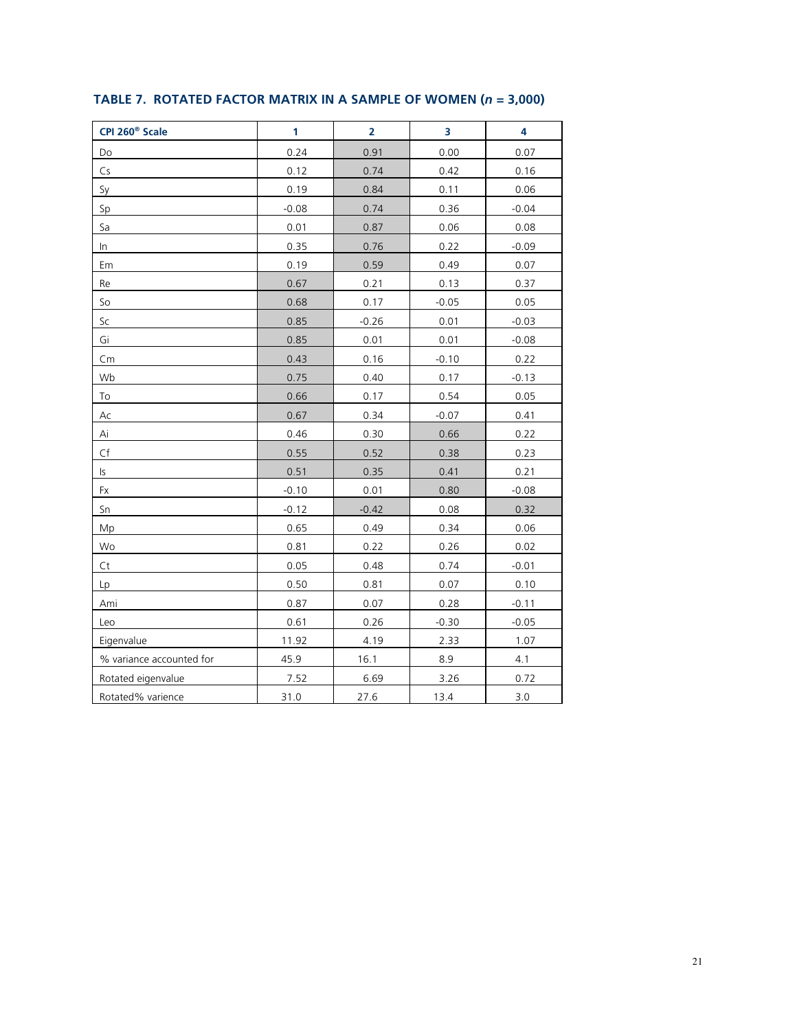## TABLE 7. ROTATED FACTOR MATRIX IN A SAMPLE OF WOMEN ($n$ = 3,000)

| CPI 260® Scale | 1 | 2 | 3 | 4 |
|---|---|---|---|---|
| Do | 0.24 | 0.91 | 0.00 | 0.07 |
| Cs | 0.12 | 0.74 | 0.42 | 0.16 |
| Sy | 0.19 | 0.84 | 0.11 | 0.06 |
| Sp | -0.08 | 0.74 | 0.36 | -0.04 |
| Sa | 0.01 | 0.87 | 0.06 | 0.08 |
| In | 0.35 | 0.76 | 0.22 | -0.09 |
| Em | 0.19 | 0.59 | 0.49 | 0.07 |
| Re | 0.67 | 0.21 | 0.13 | 0.37 |
| So | 0.68 | 0.17 | -0.05 | 0.05 |
| Sc | 0.85 | -0.26 | 0.01 | -0.03 |
| Gi | 0.85 | 0.01 | 0.01 | -0.08 |
| Cm | 0.43 | 0.16 | -0.10 | 0.22 |
| Wb | 0.75 | 0.40 | 0.17 | -0.13 |
| To | 0.66 | 0.17 | 0.54 | 0.05 |
| Ac | 0.67 | 0.34 | -0.07 | 0.41 |
| Ai | 0.46 | 0.30 | 0.66 | 0.22 |
| Cf | 0.55 | 0.52 | 0.38 | 0.23 |
| Is | 0.51 | 0.35 | 0.41 | 0.21 |
| Fx | -0.10 | 0.01 | 0.80 | -0.08 |
| Sn | -0.12 | -0.42 | 0.08 | 0.32 |
| Mp | 0.65 | 0.49 | 0.34 | 0.06 |
| Wo | 0.81 | 0.22 | 0.26 | 0.02 |
| Ct | 0.05 | 0.48 | 0.74 | -0.01 |
| Lp | 0.50 | 0.81 | 0.07 | 0.10 |
| Ami | 0.87 | 0.07 | 0.28 | -0.11 |
| Leo | 0.61 | 0.26 | -0.30 | -0.05 |
| Eigenvalue | 11.92 | 4.19 | 2.33 | 1.07 |
| % variance accounted for | 45.9 | 16.1 | 8.9 | 4.1 |
| Rotated eigenvalue | 7.52 | 6.69 | 3.26 | 0.72 |
| Rotated% varience | 31.0 | 27.6 | 13.4 | 3.0 |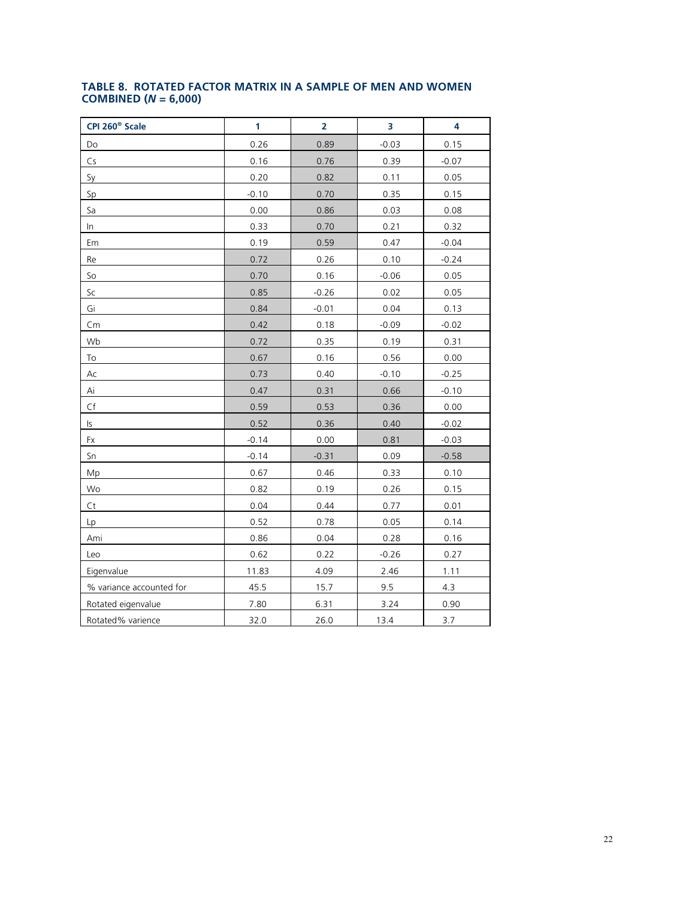## TABLE 8. ROTATED FACTOR MATRIX IN A SAMPLE OF MEN AND WOMEN COMBINED (*N* = 6,000)

| CPI 260® Scale | 1 | 2 | 3 | 4 |
|---|---|---|---|---|
| Do | 0.26 | 0.89 | -0.03 | 0.15 |
| Cs | 0.16 | 0.76 | 0.39 | -0.07 |
| Sy | 0.20 | 0.82 | 0.11 | 0.05 |
| Sp | -0.10 | 0.70 | 0.35 | 0.15 |
| Sa | 0.00 | 0.86 | 0.03 | 0.08 |
| In | 0.33 | 0.70 | 0.21 | 0.32 |
| Em | 0.19 | 0.59 | 0.47 | -0.04 |
| Re | 0.72 | 0.26 | 0.10 | -0.24 |
| So | 0.70 | 0.16 | -0.06 | 0.05 |
| Sc | 0.85 | -0.26 | 0.02 | 0.05 |
| Gi | 0.84 | -0.01 | 0.04 | 0.13 |
| Cm | 0.42 | 0.18 | -0.09 | -0.02 |
| Wb | 0.72 | 0.35 | 0.19 | 0.31 |
| To | 0.67 | 0.16 | 0.56 | 0.00 |
| Ac | 0.73 | 0.40 | -0.10 | -0.25 |
| Ai | 0.47 | 0.31 | 0.66 | -0.10 |
| Cf | 0.59 | 0.53 | 0.36 | 0.00 |
| Is | 0.52 | 0.36 | 0.40 | -0.02 |
| Fx | -0.14 | 0.00 | 0.81 | -0.03 |
| Sn | -0.14 | -0.31 | 0.09 | -0.58 |
| Mp | 0.67 | 0.46 | 0.33 | 0.10 |
| Wo | 0.82 | 0.19 | 0.26 | 0.15 |
| Ct | 0.04 | 0.44 | 0.77 | 0.01 |
| Lp | 0.52 | 0.78 | 0.05 | 0.14 |
| Ami | 0.86 | 0.04 | 0.28 | 0.16 |
| Leo | 0.62 | 0.22 | -0.26 | 0.27 |
| Eigenvalue | 11.83 | 4.09 | 2.46 | 1.11 |
| % variance accounted for | 45.5 | 15.7 | 9.5 | 4.3 |
| Rotated eigenvalue | 7.80 | 6.31 | 3.24 | 0.90 |
| Rotated% varience | 32.0 | 26.0 | 13.4 | 3.7 |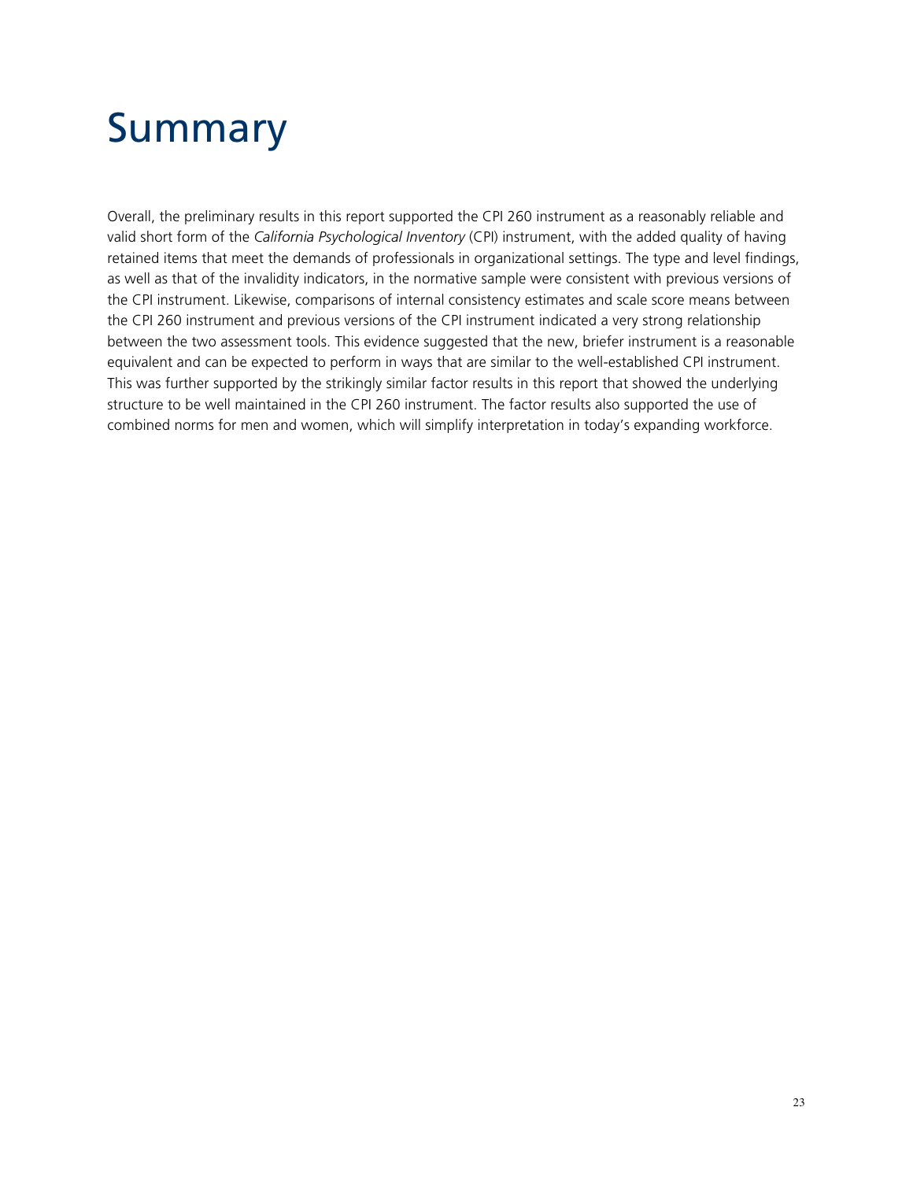# Summary

Overall, the preliminary results in this report supported the CPI 260 instrument as a reasonably reliable and valid short form of the *California Psychological Inventory* (CPI) instrument, with the added quality of having retained items that meet the demands of professionals in organizational settings. The type and level findings, as well as that of the invalidity indicators, in the normative sample were consistent with previous versions of the CPI instrument. Likewise, comparisons of internal consistency estimates and scale score means between the CPI 260 instrument and previous versions of the CPI instrument indicated a very strong relationship between the two assessment tools. This evidence suggested that the new, briefer instrument is a reasonable equivalent and can be expected to perform in ways that are similar to the well-established CPI instrument. This was further supported by the strikingly similar factor results in this report that showed the underlying structure to be well maintained in the CPI 260 instrument. The factor results also supported the use of combined norms for men and women, which will simplify interpretation in today's expanding workforce.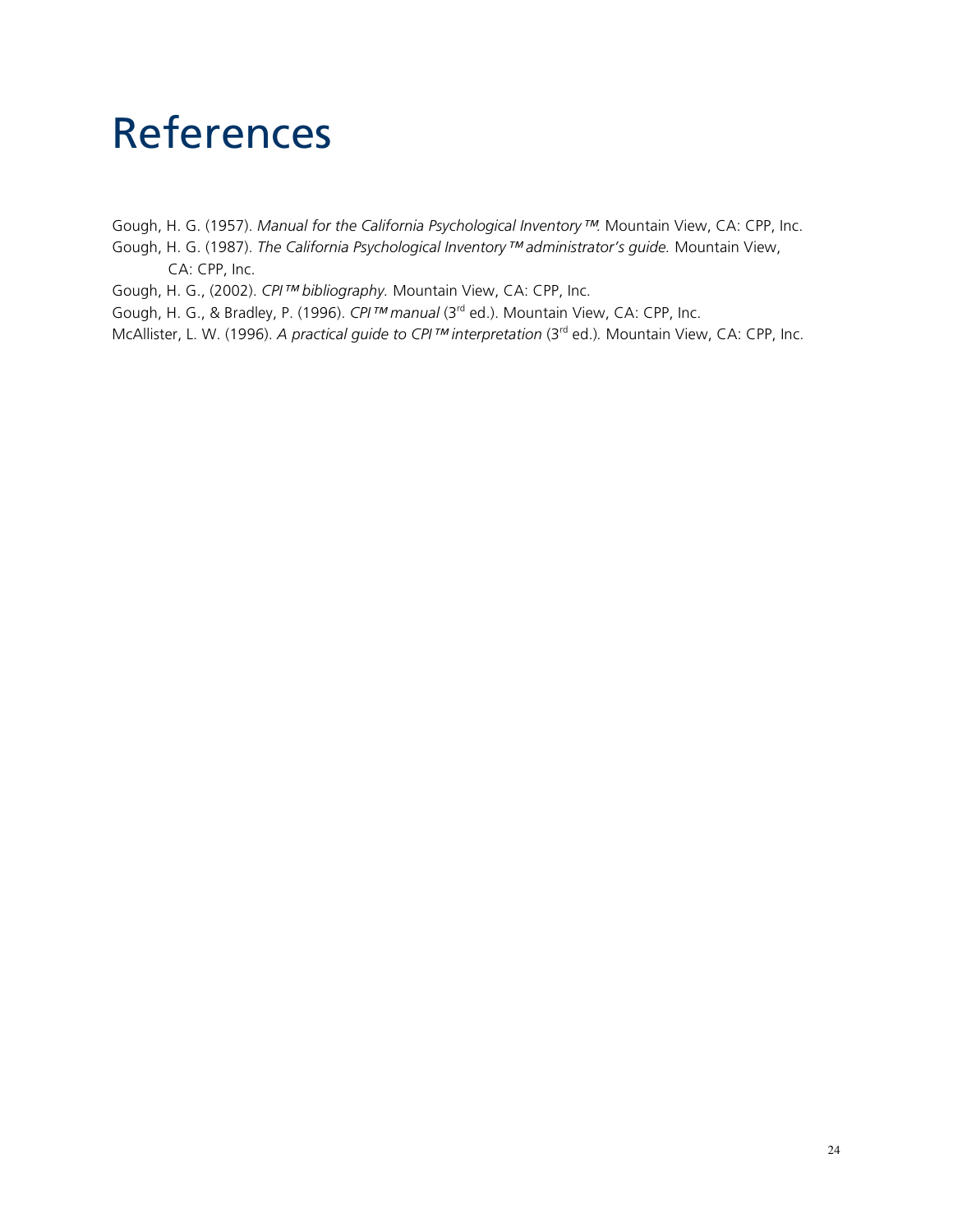# References

Gough, H. G. (1957). *Manual for the California Psychological Inventory™.* Mountain View, CA: CPP, Inc.

Gough, H. G. (1987). *The California Psychological Inventory™ administrator's guide.* Mountain View, CA: CPP, Inc.

Gough, H. G., (2002). *CPI™ bibliography.* Mountain View, CA: CPP, Inc.

Gough, H. G., & Bradley, P. (1996). *CPI™ manual* (3rd ed.). Mountain View, CA: CPP, Inc.

McAllister, L. W. (1996). *A practical guide to CPI™ interpretation* (3rd ed.). Mountain View, CA: CPP, Inc.